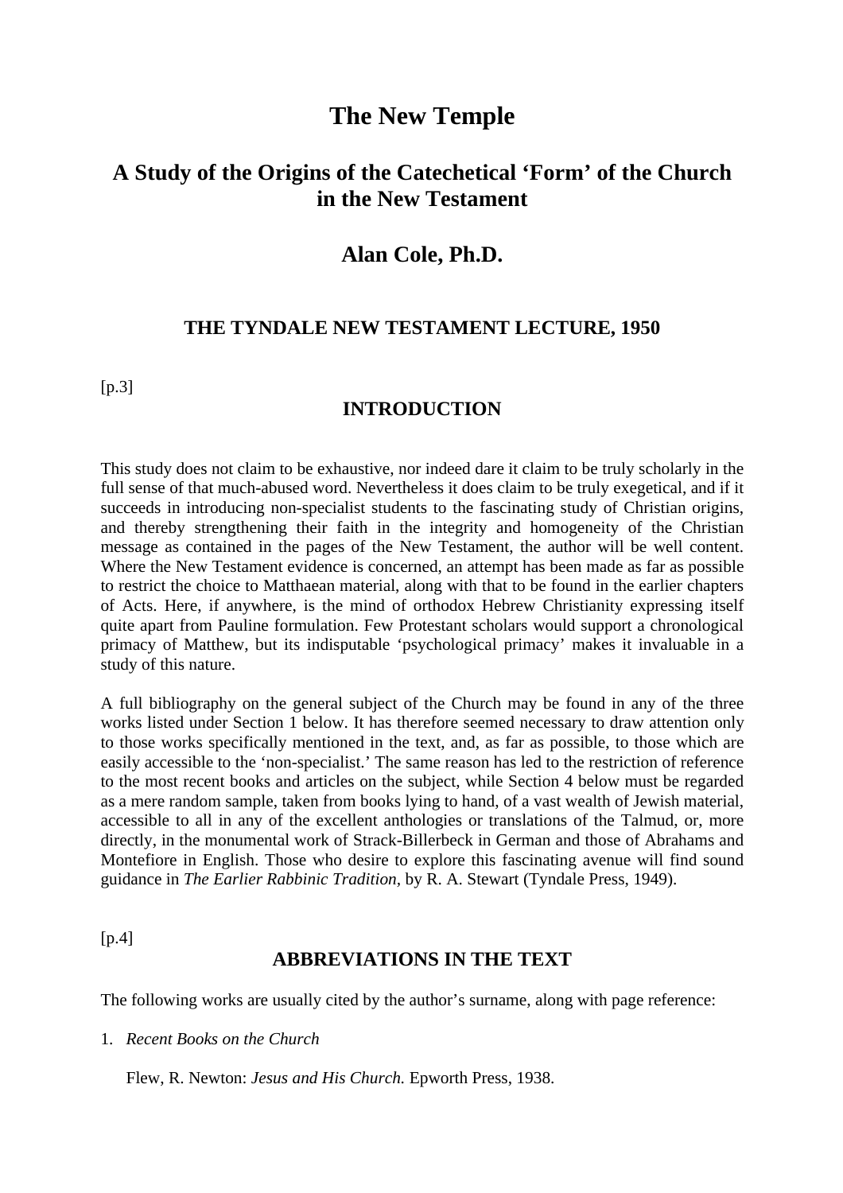# The New Temple

## A Study of the Origins of the Catechetical 'Form' of the Church in the New Testament

## Alan Cole, Ph.D.

### THE TYNDALE NEW TESTAMENT LECTURE, 1950

[p.3]

### INTRODUCTION

This study does not claim to be exhaustive, nor indeed dare it claim to be truly scholarly in the full sense of that much-abused word. Nevertheless it does claim to be truly exegetical, and if it succeeds in introducing non-specialist students to the fascinating study of Christian origins, and thereby strengthening their faith in the integrity and homogeneity of the Christian message as contained in the pages of the New Testament, the author will be well content. Where the New Testament evidence is concerned, an attempt has been made as far as possible to restrict the choice to Matthaean material, along with that to be found in the earlier chapters of Acts. Here, if anywhere, is the mind of orthodox Hebrew Christianity expressing itself quite apart from Pauline formulation. Few Protestant scholars would support a chronological primacy of Matthew, but its indisputable 'psychological primacy' makes it invaluable in a study of this nature.

A full bibliography on the general subject of the Church may be found in any of the three works listed under Section 1 below. It has therefore seemed necessary to draw attention only to those works specifically mentioned in the text, and, as far as possible, to those which are easily accessible to the 'non-specialist.' The same reason has led to the restriction of reference to the most recent books and articles on the subject, while Section 4 below must be regarded as a mere random sample, taken from books lying to hand, of a vast wealth of Jewish material, accessible to all in any of the excellent anthologies or translations of the Talmud, or, more directly, in the monumental work of Strack-Billerbeck in German and those of Abrahams and Montefiore in English. Those who desire to explore this fascinating avenue will find sound guidance in *The Earlier Rabbinic Tradition,* by R. A. Stewart (Tyndale Press, 1949).

[p.4]

### ABBREVIATIONS IN THE TEXT

The following works are usually cited by the author's surname, along with page reference:

1. *Recent Books on the Church*

   Flew, R. Newton: *Jesus and His Church.* Epworth Press, 1938.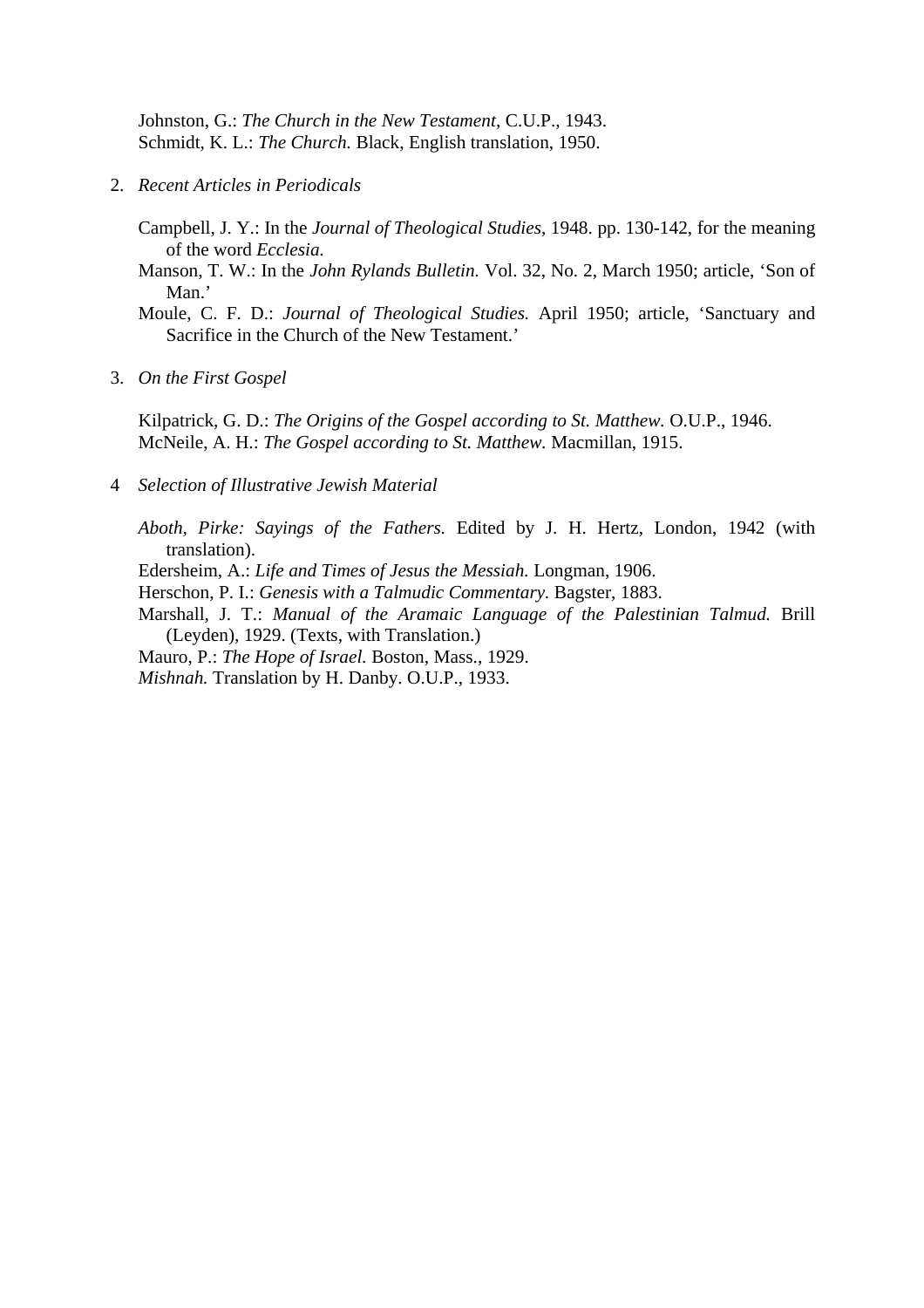Johnston, G.: *The Church in the New Testament*, C.U.P., 1943.
Schmidt, K. L.: *The Church.* Black, English translation, 1950.

2. *Recent Articles in Periodicals*

Campbell, J. Y.: In the *Journal of Theological Studies,* 1948. pp. 130-142, for the meaning of the word *Ecclesia.*
Manson, T. W.: In the *John Rylands Bulletin.* Vol. 32, No. 2, March 1950; article, 'Son of Man.'
Moule, C. F. D.: *Journal of Theological Studies.* April 1950; article, 'Sanctuary and Sacrifice in the Church of the New Testament.'

3. *On the First Gospel*

Kilpatrick, G. D.: *The Origins of the Gospel according to St. Matthew.* O.U.P., 1946.
McNeile, A. H.: *The Gospel according to St. Matthew.* Macmillan, 1915.

4 *Selection of Illustrative Jewish Material*

*Aboth, Pirke: Sayings of the Fathers.* Edited by J. H. Hertz, London, 1942 (with translation).
Edersheim, A.: *Life and Times of Jesus the Messiah.* Longman, 1906.
Herschon, P. I.: *Genesis with a Talmudic Commentary*. Bagster, 1883.
Marshall, J. T.: *Manual of the Aramaic Language of the Palestinian Talmud.* Brill (Leyden), 1929. (Texts, with Translation.)
Mauro, P.: *The Hope of Israel.* Boston, Mass., 1929.
*Mishnah.* Translation by H. Danby. O.U.P., 1933.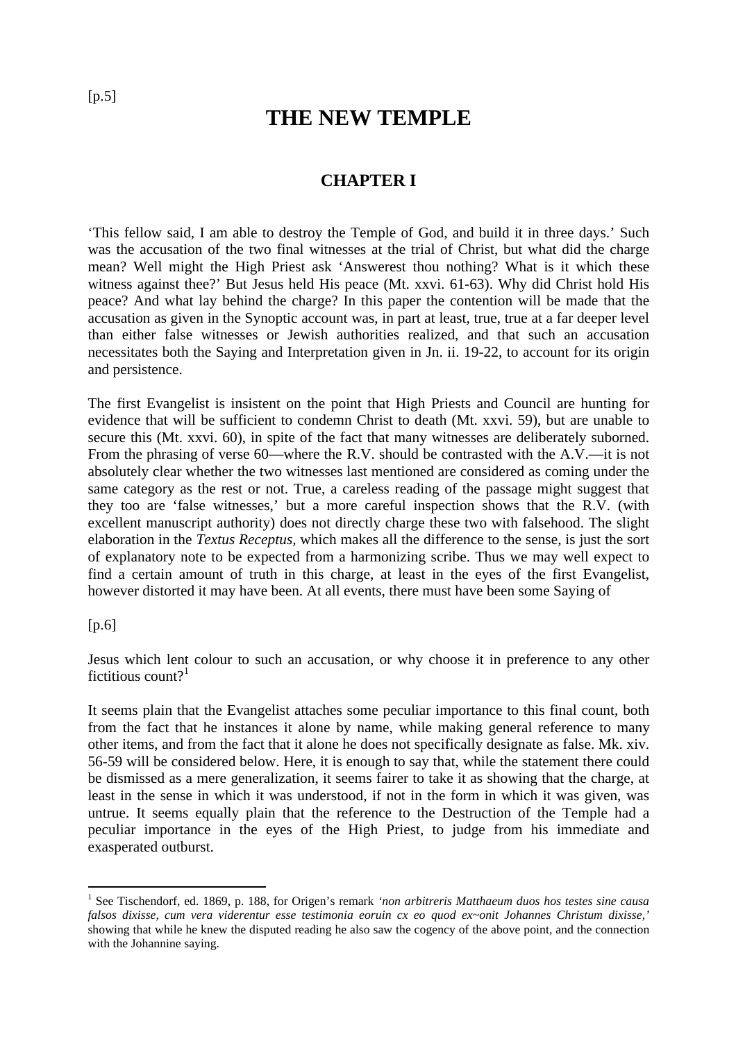# THE NEW TEMPLE

## CHAPTER I

'This fellow said, I am able to destroy the Temple of God, and build it in three days.' Such was the accusation of the two final witnesses at the trial of Christ, but what did the charge mean? Well might the High Priest ask 'Answerest thou nothing? What is it which these witness against thee?' But Jesus held His peace (Mt. xxvi. 61-63). Why did Christ hold His peace? And what lay behind the charge? In this paper the contention will be made that the accusation as given in the Synoptic account was, in part at least, true, true at a far deeper level than either false witnesses or Jewish authorities realized, and that such an accusation necessitates both the Saying and Interpretation given in Jn. ii. 19-22, to account for its origin and persistence.

The first Evangelist is insistent on the point that High Priests and Council are hunting for evidence that will be sufficient to condemn Christ to death (Mt. xxvi. 59), but are unable to secure this (Mt. xxvi. 60), in spite of the fact that many witnesses are deliberately suborned. From the phrasing of verse 60—where the R.V. should be contrasted with the A.V.—it is not absolutely clear whether the two witnesses last mentioned are considered as coming under the same category as the rest or not. True, a careless reading of the passage might suggest that they too are 'false witnesses,' but a more careful inspection shows that the R.V. (with excellent manuscript authority) does not directly charge these two with falsehood. The slight elaboration in the *Textus Receptus*, which makes all the difference to the sense, is just the sort of explanatory note to be expected from a harmonizing scribe. Thus we may well expect to find a certain amount of truth in this charge, at least in the eyes of the first Evangelist, however distorted it may have been. At all events, there must have been some Saying of Jesus which lent colour to such an accusation, or why choose it in preference to any other fictitious count?[1]

It seems plain that the Evangelist attaches some peculiar importance to this final count, both from the fact that he instances it alone by name, while making general reference to many other items, and from the fact that it alone he does not specifically designate as false. Mk. xiv. 56-59 will be considered below. Here, it is enough to say that, while the statement there could be dismissed as a mere generalization, it seems fairer to take it as showing that the charge, at least in the sense in which it was understood, if not in the form in which it was given, was untrue. It seems equally plain that the reference to the Destruction of the Temple had a peculiar importance in the eyes of the High Priest, to judge from his immediate and exasperated outburst.

---

[1] See Tischendorf, ed. 1869, p. 188, for Origen's remark *'non arbitreris Matthaeum duos hos testes sine causa falsos dixisse, cum vera viderentur esse testimonia eoruin cx eo quod ex~onit Johannes Christum dixisse,'* showing that while he knew the disputed reading he also saw the cogency of the above point, and the connection with the Johannine saying.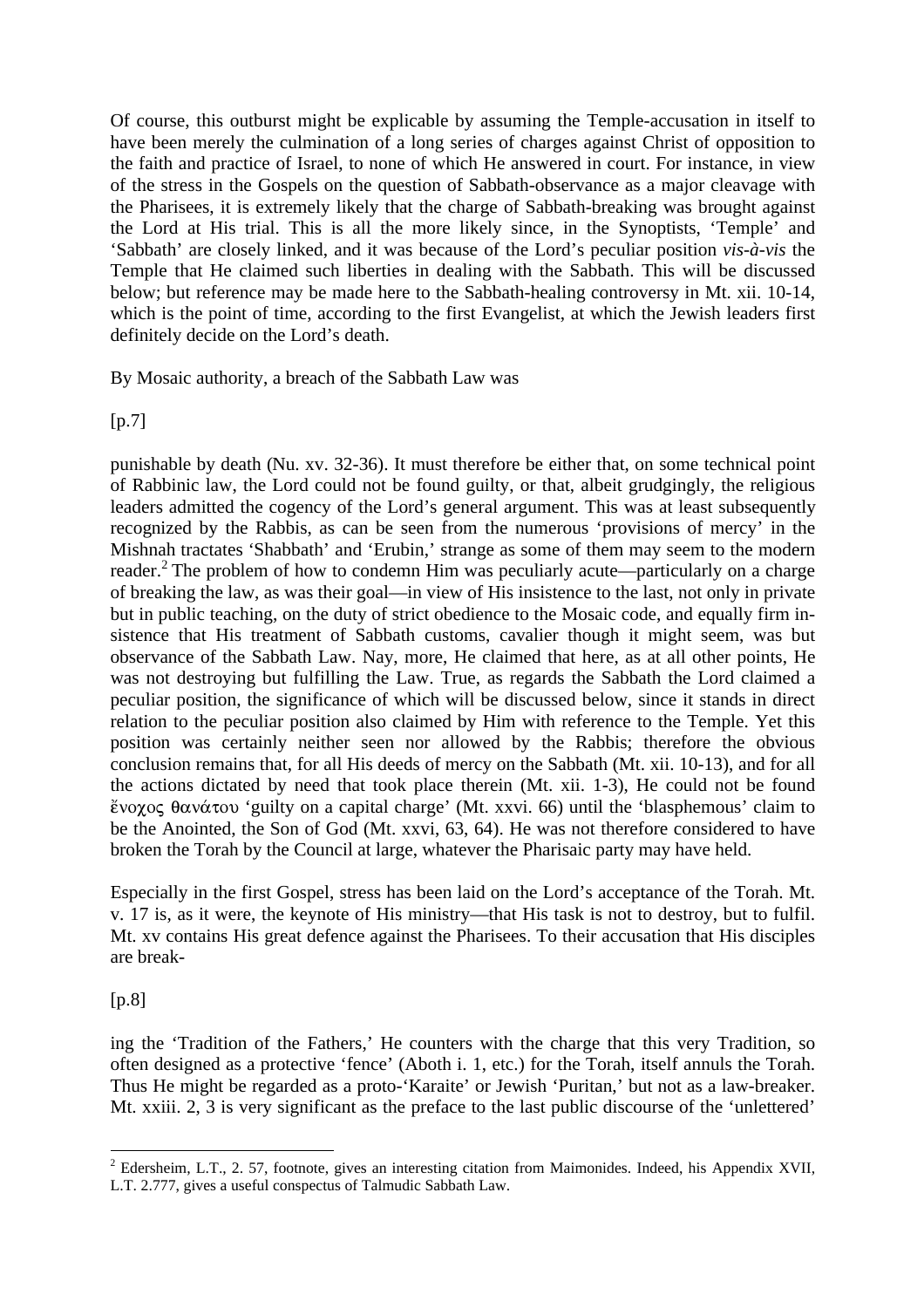Of course, this outburst might be explicable by assuming the Temple-accusation in itself to have been merely the culmination of a long series of charges against Christ of opposition to the faith and practice of Israel, to none of which He answered in court. For instance, in view of the stress in the Gospels on the question of Sabbath-observance as a major cleavage with the Pharisees, it is extremely likely that the charge of Sabbath-breaking was brought against the Lord at His trial. This is all the more likely since, in the Synoptists, 'Temple' and 'Sabbath' are closely linked, and it was because of the Lord's peculiar position *vis-à-vis* the Temple that He claimed such liberties in dealing with the Sabbath. This will be discussed below; but reference may be made here to the Sabbath-healing controversy in Mt. xii. 10-14, which is the point of time, according to the first Evangelist, at which the Jewish leaders first definitely decide on the Lord's death.

By Mosaic authority, a breach of the Sabbath Law was

[p.7]

punishable by death (Nu. xv. 32-36). It must therefore be either that, on some technical point of Rabbinic law, the Lord could not be found guilty, or that, albeit grudgingly, the religious leaders admitted the cogency of the Lord's general argument. This was at least subsequently recognized by the Rabbis, as can be seen from the numerous 'provisions of mercy' in the Mishnah tractates 'Shabbath' and 'Erubin,' strange as some of them may seem to the modern reader.[2] The problem of how to condemn Him was peculiarly acute—particularly on a charge of breaking the law, as was their goal—in view of His insistence to the last, not only in private but in public teaching, on the duty of strict obedience to the Mosaic code, and equally firm insistence that His treatment of Sabbath customs, cavalier though it might seem, was but observance of the Sabbath Law. Nay, more, He claimed that here, as at all other points, He was not destroying but fulfilling the Law. True, as regards the Sabbath the Lord claimed a peculiar position, the significance of which will be discussed below, since it stands in direct relation to the peculiar position also claimed by Him with reference to the Temple. Yet this position was certainly neither seen nor allowed by the Rabbis; therefore the obvious conclusion remains that, for all His deeds of mercy on the Sabbath (Mt. xii. 10-13), and for all the actions dictated by need that took place therein (Mt. xii. 1-3), He could not be found ἔνοχος θανάτου 'guilty on a capital charge' (Mt. xxvi. 66) until the 'blasphemous' claim to be the Anointed, the Son of God (Mt. xxvi, 63, 64). He was not therefore considered to have broken the Torah by the Council at large, whatever the Pharisaic party may have held.

Especially in the first Gospel, stress has been laid on the Lord's acceptance of the Torah. Mt. v. 17 is, as it were, the keynote of His ministry—that His task is not to destroy, but to fulfil. Mt. xv contains His great defence against the Pharisees. To their accusation that His disciples are break-

[p.8]

ing the 'Tradition of the Fathers,' He counters with the charge that this very Tradition, so often designed as a protective 'fence' (Aboth i. 1, etc.) for the Torah, itself annuls the Torah. Thus He might be regarded as a proto-'Karaite' or Jewish 'Puritan,' but not as a law-breaker. Mt. xxiii. 2, 3 is very significant as the preface to the last public discourse of the 'unlettered'

---

[2] Edersheim, L.T., 2. 57, footnote, gives an interesting citation from Maimonides. Indeed, his Appendix XVII, L.T. 2.777, gives a useful conspectus of Talmudic Sabbath Law.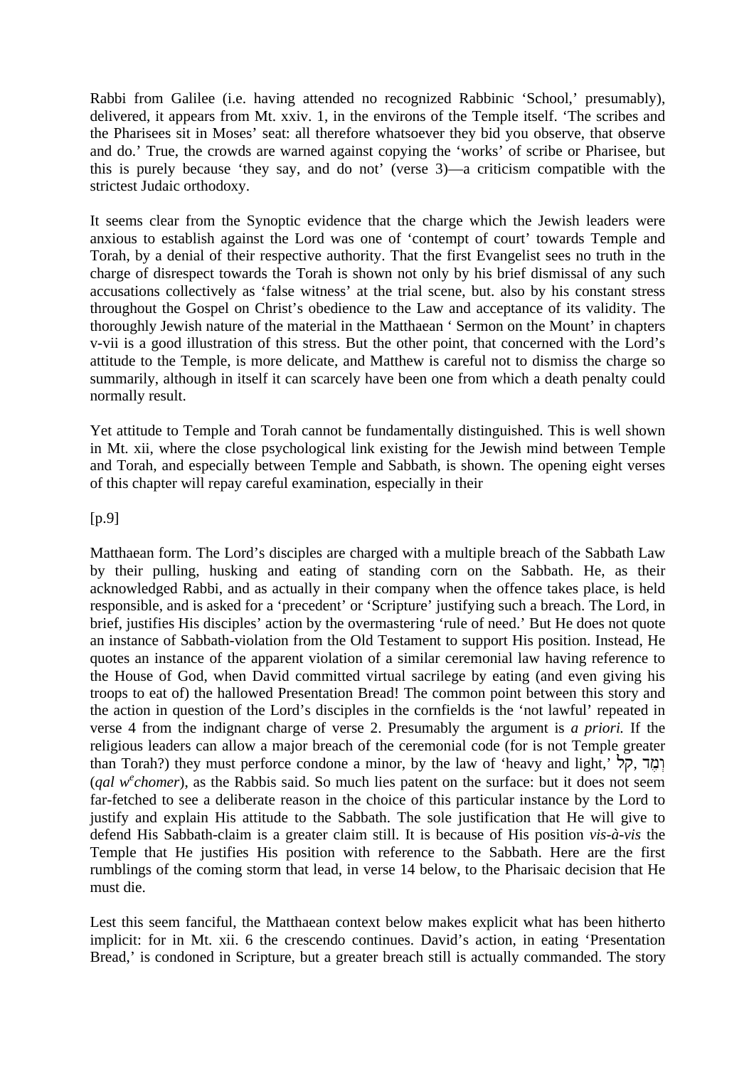Rabbi from Galilee (i.e. having attended no recognized Rabbinic 'School,' presumably), delivered, it appears from Mt. xxiv. 1, in the environs of the Temple itself. 'The scribes and the Pharisees sit in Moses' seat: all therefore whatsoever they bid you observe, that observe and do.' True, the crowds are warned against copying the 'works' of scribe or Pharisee, but this is purely because 'they say, and do not' (verse 3)—a criticism compatible with the strictest Judaic orthodoxy.

It seems clear from the Synoptic evidence that the charge which the Jewish leaders were anxious to establish against the Lord was one of 'contempt of court' towards Temple and Torah, by a denial of their respective authority. That the first Evangelist sees no truth in the charge of disrespect towards the Torah is shown not only by his brief dismissal of any such accusations collectively as 'false witness' at the trial scene, but. also by his constant stress throughout the Gospel on Christ's obedience to the Law and acceptance of its validity. The thoroughly Jewish nature of the material in the Matthaean ' Sermon on the Mount' in chapters v-vii is a good illustration of this stress. But the other point, that concerned with the Lord's attitude to the Temple, is more delicate, and Matthew is careful not to dismiss the charge so summarily, although in itself it can scarcely have been one from which a death penalty could normally result.

Yet attitude to Temple and Torah cannot be fundamentally distinguished. This is well shown in Mt. xii, where the close psychological link existing for the Jewish mind between Temple and Torah, and especially between Temple and Sabbath, is shown. The opening eight verses of this chapter will repay careful examination, especially in their

[p.9]

Matthaean form. The Lord's disciples are charged with a multiple breach of the Sabbath Law by their pulling, husking and eating of standing corn on the Sabbath. He, as their acknowledged Rabbi, and as actually in their company when the offence takes place, is held responsible, and is asked for a 'precedent' or 'Scripture' justifying such a breach. The Lord, in brief, justifies His disciples' action by the overmastering 'rule of need.' But He does not quote an instance of Sabbath-violation from the Old Testament to support His position. Instead, He quotes an instance of the apparent violation of a similar ceremonial law having reference to the House of God, when David committed virtual sacrilege by eating (and even giving his troops to eat of) the hallowed Presentation Bread! The common point between this story and the action in question of the Lord's disciples in the cornfields is the 'not lawful' repeated in verse 4 from the indignant charge of verse 2. Presumably the argument is *a priori.* If the religious leaders can allow a major breach of the ceremonial code (for is not Temple greater than Torah?) they must perforce condone a minor, by the law of 'heavy and light,' קל, וָמֶד (*qal w*$^e$*chomer*), as the Rabbis said. So much lies patent on the surface: but it does not seem far-fetched to see a deliberate reason in the choice of this particular instance by the Lord to justify and explain His attitude to the Sabbath. The sole justification that He will give to defend His Sabbath-claim is a greater claim still. It is because of His position *vis-à-vis* the Temple that He justifies His position with reference to the Sabbath. Here are the first rumblings of the coming storm that lead, in verse 14 below, to the Pharisaic decision that He must die.

Lest this seem fanciful, the Matthaean context below makes explicit what has been hitherto implicit: for in Mt. xii. 6 the crescendo continues. David's action, in eating 'Presentation Bread,' is condoned in Scripture, but a greater breach still is actually commanded. The story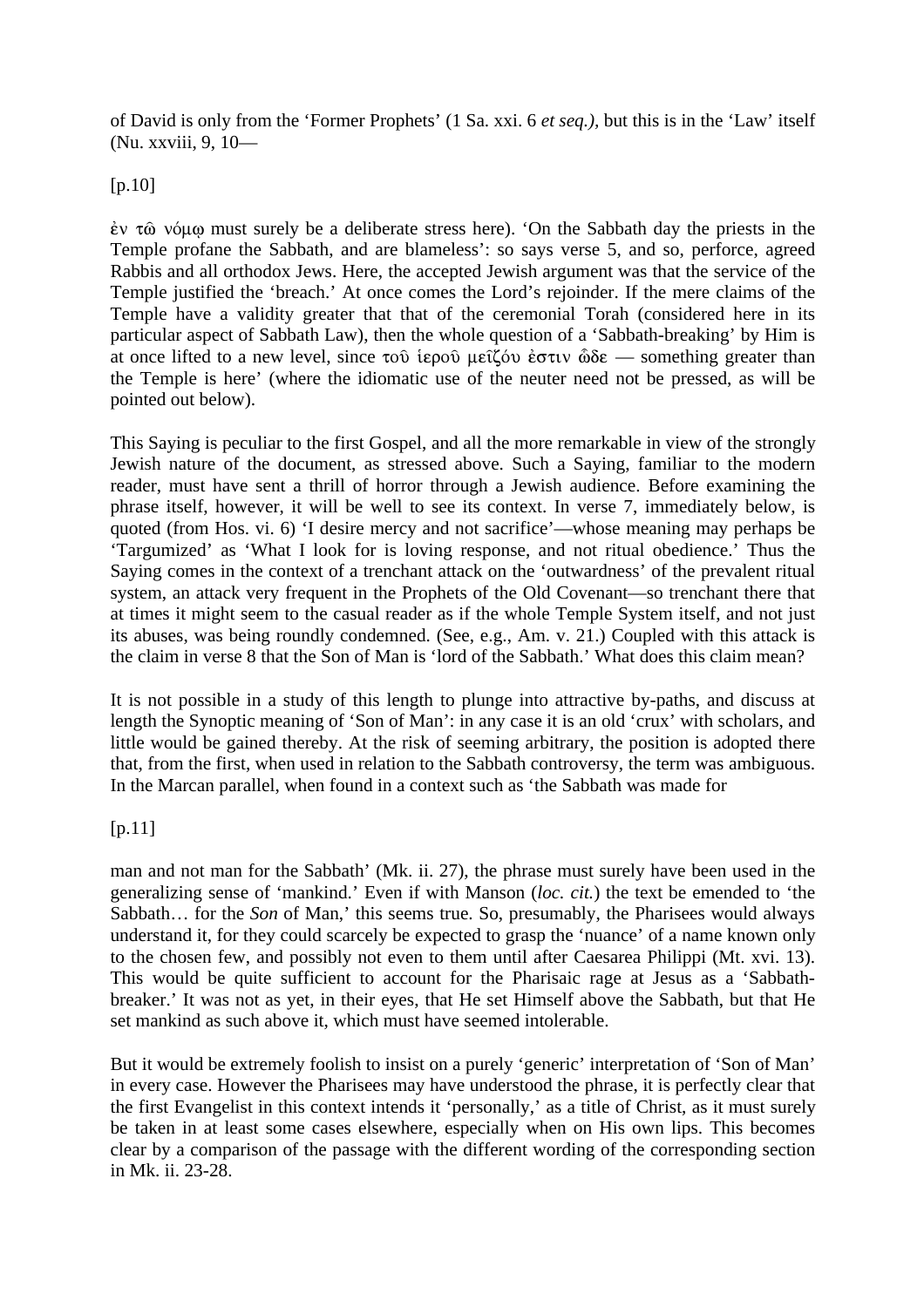of David is only from the 'Former Prophets' (1 Sa. xxi. 6 *et seq.)*, but this is in the 'Law' itself (Nu. xxviii, 9, 10—

[p.10]

ἐν τῷ νόμῳ must surely be a deliberate stress here). 'On the Sabbath day the priests in the Temple profane the Sabbath, and are blameless': so says verse 5, and so, perforce, agreed Rabbis and all orthodox Jews. Here, the accepted Jewish argument was that the service of the Temple justified the 'breach.' At once comes the Lord's rejoinder. If the mere claims of the Temple have a validity greater that that of the ceremonial Torah (considered here in its particular aspect of Sabbath Law), then the whole question of a 'Sabbath-breaking' by Him is at once lifted to a new level, since τοῦ ἱεροῦ μεῖζόυ ἐστιν ὧδε — something greater than the Temple is here' (where the idiomatic use of the neuter need not be pressed, as will be pointed out below).

This Saying is peculiar to the first Gospel, and all the more remarkable in view of the strongly Jewish nature of the document, as stressed above. Such a Saying, familiar to the modern reader, must have sent a thrill of horror through a Jewish audience. Before examining the phrase itself, however, it will be well to see its context. In verse 7, immediately below, is quoted (from Hos. vi. 6) 'I desire mercy and not sacrifice'—whose meaning may perhaps be 'Targumized' as 'What I look for is loving response, and not ritual obedience.' Thus the Saying comes in the context of a trenchant attack on the 'outwardness' of the prevalent ritual system, an attack very frequent in the Prophets of the Old Covenant—so trenchant there that at times it might seem to the casual reader as if the whole Temple System itself, and not just its abuses, was being roundly condemned. (See, e.g., Am. v. 21.) Coupled with this attack is the claim in verse 8 that the Son of Man is 'lord of the Sabbath.' What does this claim mean?

It is not possible in a study of this length to plunge into attractive by-paths, and discuss at length the Synoptic meaning of 'Son of Man': in any case it is an old 'crux' with scholars, and little would be gained thereby. At the risk of seeming arbitrary, the position is adopted there that, from the first, when used in relation to the Sabbath controversy, the term was ambiguous. In the Marcan parallel, when found in a context such as 'the Sabbath was made for

[p.11]

man and not man for the Sabbath' (Mk. ii. 27), the phrase must surely have been used in the generalizing sense of 'mankind.' Even if with Manson (*loc. cit.*) the text be emended to 'the Sabbath… for the *Son* of Man,' this seems true. So, presumably, the Pharisees would always understand it, for they could scarcely be expected to grasp the 'nuance' of a name known only to the chosen few, and possibly not even to them until after Caesarea Philippi (Mt. xvi. 13). This would be quite sufficient to account for the Pharisaic rage at Jesus as a 'Sabbath-breaker.' It was not as yet, in their eyes, that He set Himself above the Sabbath, but that He set mankind as such above it, which must have seemed intolerable.

But it would be extremely foolish to insist on a purely 'generic' interpretation of 'Son of Man' in every case. However the Pharisees may have understood the phrase, it is perfectly clear that the first Evangelist in this context intends it 'personally,' as a title of Christ, as it must surely be taken in at least some cases elsewhere, especially when on His own lips. This becomes clear by a comparison of the passage with the different wording of the corresponding section in Mk. ii. 23-28.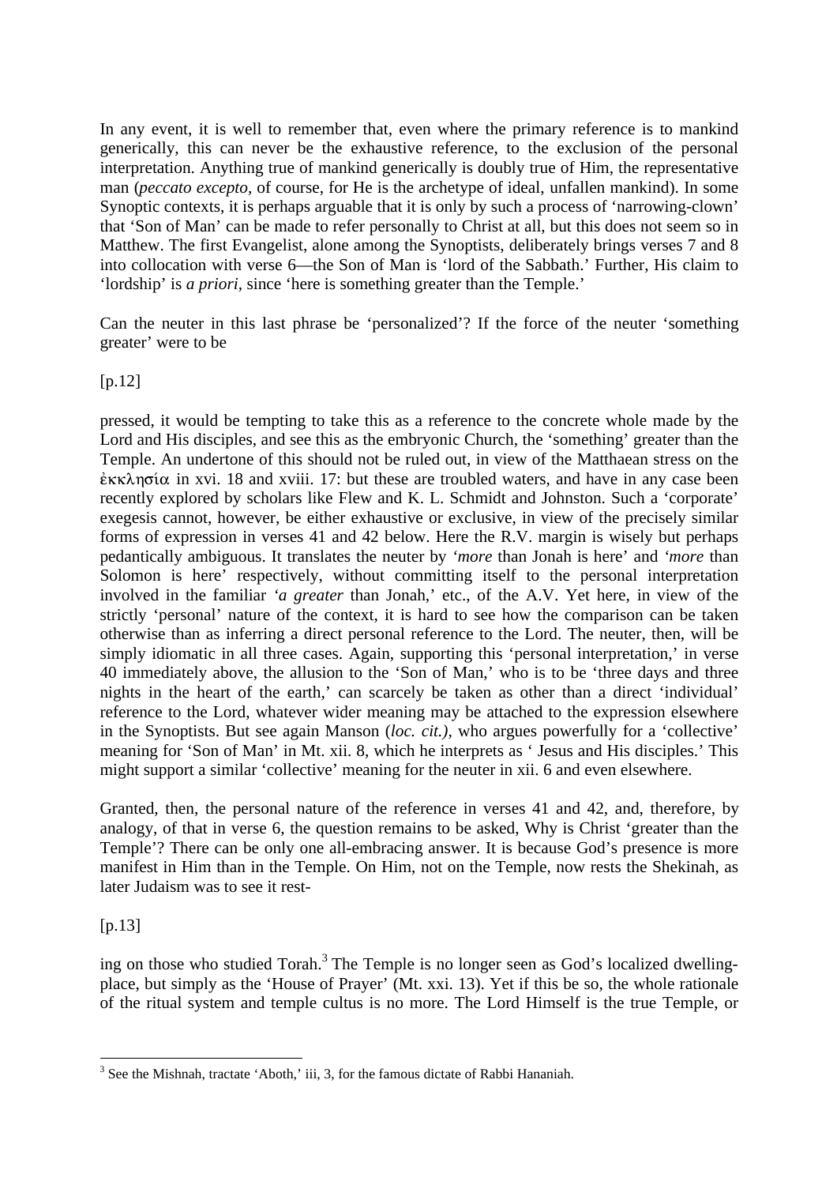In any event, it is well to remember that, even where the primary reference is to mankind generically, this can never be the exhaustive reference, to the exclusion of the personal interpretation. Anything true of mankind generically is doubly true of Him, the representative man (*peccato excepto,* of course, for He is the archetype of ideal, unfallen mankind). In some Synoptic contexts, it is perhaps arguable that it is only by such a process of 'narrowing-clown' that 'Son of Man' can be made to refer personally to Christ at all, but this does not seem so in Matthew. The first Evangelist, alone among the Synoptists, deliberately brings verses 7 and 8 into collocation with verse 6—the Son of Man is 'lord of the Sabbath.' Further, His claim to 'lordship' is *a priori*, since 'here is something greater than the Temple.'

Can the neuter in this last phrase be 'personalized'? If the force of the neuter 'something greater' were to be

[p.12]

pressed, it would be tempting to take this as a reference to the concrete whole made by the Lord and His disciples, and see this as the embryonic Church, the 'something' greater than the Temple. An undertone of this should not be ruled out, in view of the Matthaean stress on the ἐκκλησία in xvi. 18 and xviii. 17: but these are troubled waters, and have in any case been recently explored by scholars like Flew and K. L. Schmidt and Johnston. Such a 'corporate' exegesis cannot, however, be either exhaustive or exclusive, in view of the precisely similar forms of expression in verses 41 and 42 below. Here the R.V. margin is wisely but perhaps pedantically ambiguous. It translates the neuter by '*more* than Jonah is here' and '*more* than Solomon is here' respectively, without committing itself to the personal interpretation involved in the familiar '*a greater* than Jonah,' etc., of the A.V. Yet here, in view of the strictly 'personal' nature of the context, it is hard to see how the comparison can be taken otherwise than as inferring a direct personal reference to the Lord. The neuter, then, will be simply idiomatic in all three cases. Again, supporting this 'personal interpretation,' in verse 40 immediately above, the allusion to the 'Son of Man,' who is to be 'three days and three nights in the heart of the earth,' can scarcely be taken as other than a direct 'individual' reference to the Lord, whatever wider meaning may be attached to the expression elsewhere in the Synoptists. But see again Manson (*loc. cit.)*, who argues powerfully for a 'collective' meaning for 'Son of Man' in Mt. xii. 8, which he interprets as ' Jesus and His disciples.' This might support a similar 'collective' meaning for the neuter in xii. 6 and even elsewhere.

Granted, then, the personal nature of the reference in verses 41 and 42, and, therefore, by analogy, of that in verse 6, the question remains to be asked, Why is Christ 'greater than the Temple'? There can be only one all-embracing answer. It is because God's presence is more manifest in Him than in the Temple. On Him, not on the Temple, now rests the Shekinah, as later Judaism was to see it rest-

[p.13]

ing on those who studied Torah.[3] The Temple is no longer seen as God's localized dwelling-place, but simply as the 'House of Prayer' (Mt. xxi. 13). Yet if this be so, the whole rationale of the ritual system and temple cultus is no more. The Lord Himself is the true Temple, or

[3] See the Mishnah, tractate 'Aboth,' iii, 3, for the famous dictate of Rabbi Hananiah.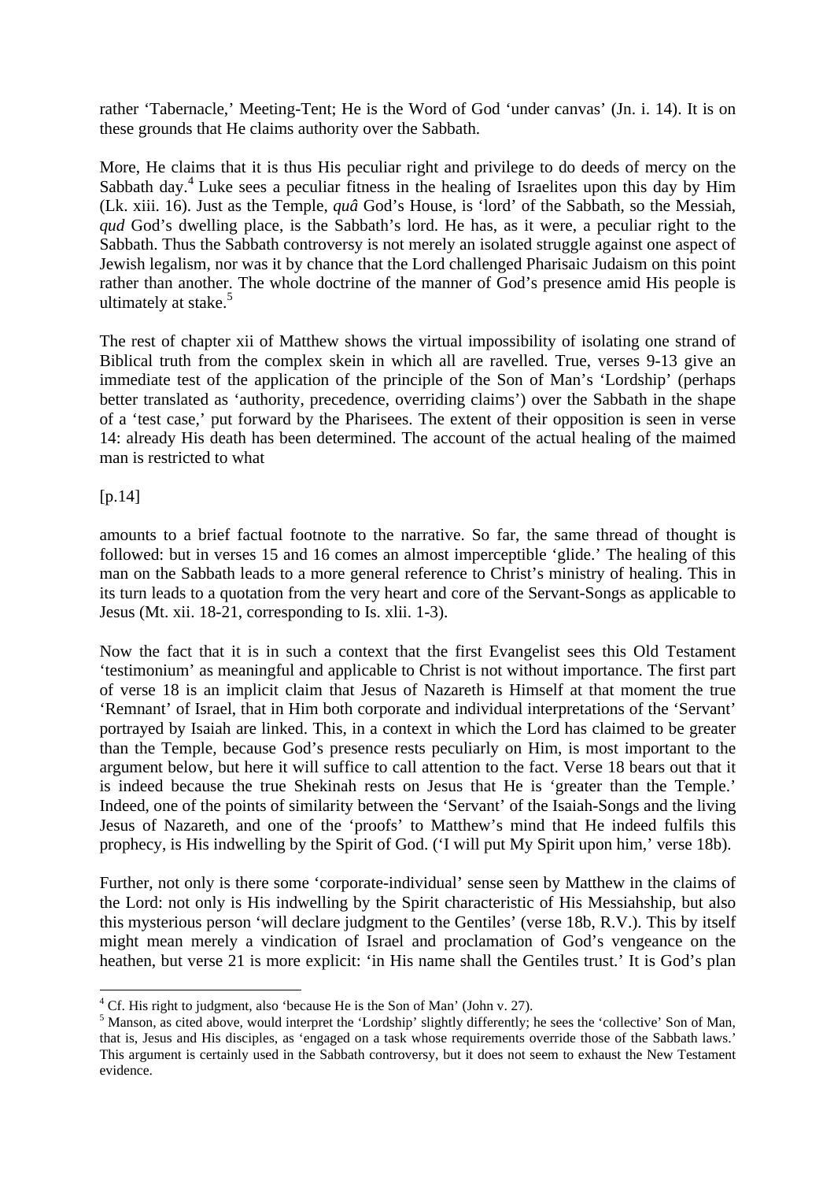rather 'Tabernacle,' Meeting-Tent; He is the Word of God 'under canvas' (Jn. i. 14). It is on these grounds that He claims authority over the Sabbath.

More, He claims that it is thus His peculiar right and privilege to do deeds of mercy on the Sabbath day.[4] Luke sees a peculiar fitness in the healing of Israelites upon this day by Him (Lk. xiii. 16). Just as the Temple, *quâ* God's House, is 'lord' of the Sabbath, so the Messiah, *qud* God's dwelling place, is the Sabbath's lord. He has, as it were, a peculiar right to the Sabbath. Thus the Sabbath controversy is not merely an isolated struggle against one aspect of Jewish legalism, nor was it by chance that the Lord challenged Pharisaic Judaism on this point rather than another. The whole doctrine of the manner of God's presence amid His people is ultimately at stake.[5]

The rest of chapter xii of Matthew shows the virtual impossibility of isolating one strand of Biblical truth from the complex skein in which all are ravelled. True, verses 9-13 give an immediate test of the application of the principle of the Son of Man's 'Lordship' (perhaps better translated as 'authority, precedence, overriding claims') over the Sabbath in the shape of a 'test case,' put forward by the Pharisees. The extent of their opposition is seen in verse 14: already His death has been determined. The account of the actual healing of the maimed man is restricted to what

[p.14]

amounts to a brief factual footnote to the narrative. So far, the same thread of thought is followed: but in verses 15 and 16 comes an almost imperceptible 'glide.' The healing of this man on the Sabbath leads to a more general reference to Christ's ministry of healing. This in its turn leads to a quotation from the very heart and core of the Servant-Songs as applicable to Jesus (Mt. xii. 18-21, corresponding to Is. xlii. 1-3).

Now the fact that it is in such a context that the first Evangelist sees this Old Testament 'testimonium' as meaningful and applicable to Christ is not without importance. The first part of verse 18 is an implicit claim that Jesus of Nazareth is Himself at that moment the true 'Remnant' of Israel, that in Him both corporate and individual interpretations of the 'Servant' portrayed by Isaiah are linked. This, in a context in which the Lord has claimed to be greater than the Temple, because God's presence rests peculiarly on Him, is most important to the argument below, but here it will suffice to call attention to the fact. Verse 18 bears out that it is indeed because the true Shekinah rests on Jesus that He is 'greater than the Temple.' Indeed, one of the points of similarity between the 'Servant' of the Isaiah-Songs and the living Jesus of Nazareth, and one of the 'proofs' to Matthew's mind that He indeed fulfils this prophecy, is His indwelling by the Spirit of God. ('I will put My Spirit upon him,' verse 18b).

Further, not only is there some 'corporate-individual' sense seen by Matthew in the claims of the Lord: not only is His indwelling by the Spirit characteristic of His Messiahship, but also this mysterious person 'will declare judgment to the Gentiles' (verse 18b, R.V.). This by itself might mean merely a vindication of Israel and proclamation of God's vengeance on the heathen, but verse 21 is more explicit: 'in His name shall the Gentiles trust.' It is God's plan

---

[4] Cf. His right to judgment, also 'because He is the Son of Man' (John v. 27).

[5] Manson, as cited above, would interpret the 'Lordship' slightly differently; he sees the 'collective' Son of Man, that is, Jesus and His disciples, as 'engaged on a task whose requirements override those of the Sabbath laws.' This argument is certainly used in the Sabbath controversy, but it does not seem to exhaust the New Testament evidence.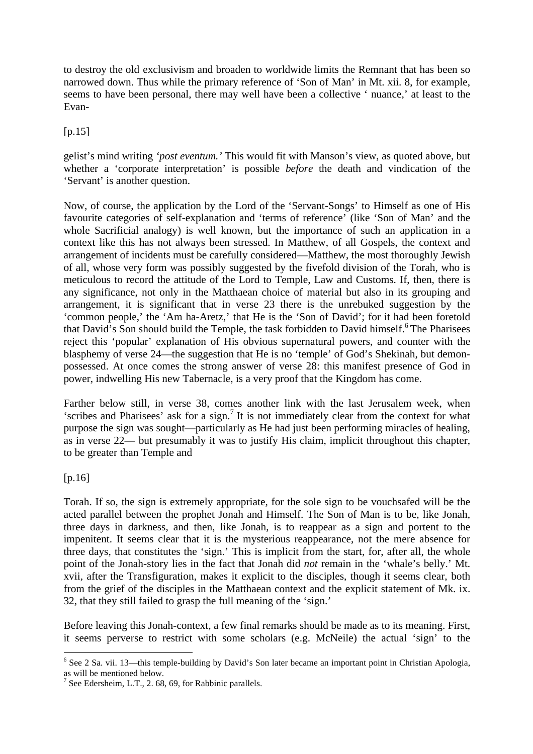to destroy the old exclusivism and broaden to worldwide limits the Remnant that has been so narrowed down. Thus while the primary reference of 'Son of Man' in Mt. xii. 8, for example, seems to have been personal, there may well have been a collective ' nuance,' at least to the Evan-

[p.15]

gelist's mind writing *'post eventum.'* This would fit with Manson's view, as quoted above, but whether a 'corporate interpretation' is possible *before* the death and vindication of the 'Servant' is another question.

Now, of course, the application by the Lord of the 'Servant-Songs' to Himself as one of His favourite categories of self-explanation and 'terms of reference' (like 'Son of Man' and the whole Sacrificial analogy) is well known, but the importance of such an application in a context like this has not always been stressed. In Matthew, of all Gospels, the context and arrangement of incidents must be carefully considered—Matthew, the most thoroughly Jewish of all, whose very form was possibly suggested by the fivefold division of the Torah, who is meticulous to record the attitude of the Lord to Temple, Law and Customs. If, then, there is any significance, not only in the Matthaean choice of material but also in its grouping and arrangement, it is significant that in verse 23 there is the unrebuked suggestion by the 'common people,' the 'Am ha-Aretz,' that He is the 'Son of David'; for it had been foretold that David's Son should build the Temple, the task forbidden to David himself.[6] The Pharisees reject this 'popular' explanation of His obvious supernatural powers, and counter with the blasphemy of verse 24—the suggestion that He is no 'temple' of God's Shekinah, but demon-possessed. At once comes the strong answer of verse 28: this manifest presence of God in power, indwelling His new Tabernacle, is a very proof that the Kingdom has come.

Farther below still, in verse 38, comes another link with the last Jerusalem week, when 'scribes and Pharisees' ask for a sign.[7] It is not immediately clear from the context for what purpose the sign was sought—particularly as He had just been performing miracles of healing, as in verse 22— but presumably it was to justify His claim, implicit throughout this chapter, to be greater than Temple and

[p.16]

Torah. If so, the sign is extremely appropriate, for the sole sign to be vouchsafed will be the acted parallel between the prophet Jonah and Himself. The Son of Man is to be, like Jonah, three days in darkness, and then, like Jonah, is to reappear as a sign and portent to the impenitent. It seems clear that it is the mysterious reappearance, not the mere absence for three days, that constitutes the 'sign.' This is implicit from the start, for, after all, the whole point of the Jonah-story lies in the fact that Jonah did *not* remain in the 'whale's belly.' Mt. xvii, after the Transfiguration, makes it explicit to the disciples, though it seems clear, both from the grief of the disciples in the Matthaean context and the explicit statement of Mk. ix. 32, that they still failed to grasp the full meaning of the 'sign.'

Before leaving this Jonah-context, a few final remarks should be made as to its meaning. First, it seems perverse to restrict with some scholars (e.g. McNeile) the actual 'sign' to the

---

[6] See 2 Sa. vii. 13—this temple-building by David's Son later became an important point in Christian Apologia, as will be mentioned below.

[7] See Edersheim, L.T., 2. 68, 69, for Rabbinic parallels.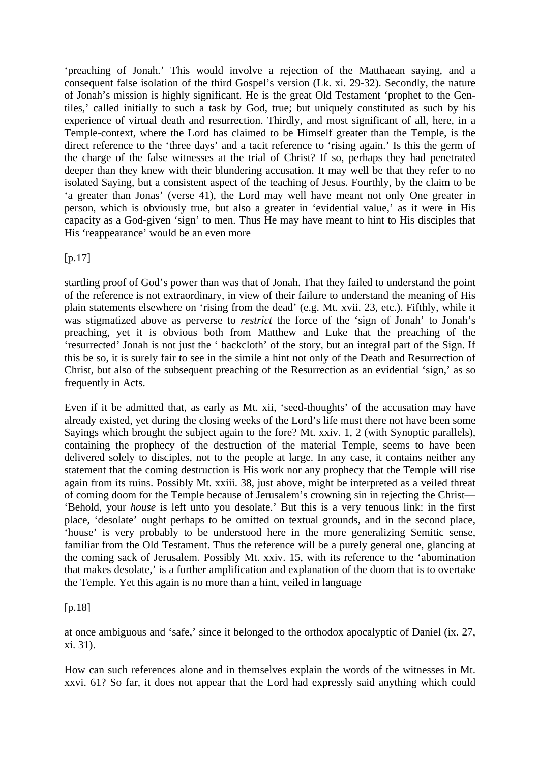'preaching of Jonah.' This would involve a rejection of the Matthaean saying, and a consequent false isolation of the third Gospel's version (Lk. xi. 29-32). Secondly, the nature of Jonah's mission is highly significant. He is the great Old Testament 'prophet to the Gentiles,' called initially to such a task by God, true; but uniquely constituted as such by his experience of virtual death and resurrection. Thirdly, and most significant of all, here, in a Temple-context, where the Lord has claimed to be Himself greater than the Temple, is the direct reference to the 'three days' and a tacit reference to 'rising again.' Is this the germ of the charge of the false witnesses at the trial of Christ? If so, perhaps they had penetrated deeper than they knew with their blundering accusation. It may well be that they refer to no isolated Saying, but a consistent aspect of the teaching of Jesus. Fourthly, by the claim to be 'a greater than Jonas' (verse 41), the Lord may well have meant not only One greater in person, which is obviously true, but also a greater in 'evidential value,' as it were in His capacity as a God-given 'sign' to men. Thus He may have meant to hint to His disciples that His 'reappearance' would be an even more

[p.17]

startling proof of God's power than was that of Jonah. That they failed to understand the point of the reference is not extraordinary, in view of their failure to understand the meaning of His plain statements elsewhere on 'rising from the dead' (e.g. Mt. xvii. 23, etc.). Fifthly, while it was stigmatized above as perverse to *restrict* the force of the 'sign of Jonah' to Jonah's preaching, yet it is obvious both from Matthew and Luke that the preaching of the 'resurrected' Jonah is not just the ' backcloth' of the story, but an integral part of the Sign. If this be so, it is surely fair to see in the simile a hint not only of the Death and Resurrection of Christ, but also of the subsequent preaching of the Resurrection as an evidential 'sign,' as so frequently in Acts.

Even if it be admitted that, as early as Mt. xii, 'seed-thoughts' of the accusation may have already existed, yet during the closing weeks of the Lord's life must there not have been some Sayings which brought the subject again to the fore? Mt. xxiv. 1, 2 (with Synoptic parallels), containing the prophecy of the destruction of the material Temple, seems to have been delivered solely to disciples, not to the people at large. In any case, it contains neither any statement that the coming destruction is His work nor any prophecy that the Temple will rise again from its ruins. Possibly Mt. xxiii. 38, just above, might be interpreted as a veiled threat of coming doom for the Temple because of Jerusalem's crowning sin in rejecting the Christ—'Behold, your *house* is left unto you desolate.' But this is a very tenuous link: in the first place, 'desolate' ought perhaps to be omitted on textual grounds, and in the second place, 'house' is very probably to be understood here in the more generalizing Semitic sense, familiar from the Old Testament. Thus the reference will be a purely general one, glancing at the coming sack of Jerusalem. Possibly Mt. xxiv. 15, with its reference to the 'abomination that makes desolate,' is a further amplification and explanation of the doom that is to overtake the Temple. Yet this again is no more than a hint, veiled in language

[p.18]

at once ambiguous and 'safe,' since it belonged to the orthodox apocalyptic of Daniel (ix. 27, xi. 31).

How can such references alone and in themselves explain the words of the witnesses in Mt. xxvi. 61? So far, it does not appear that the Lord had expressly said anything which could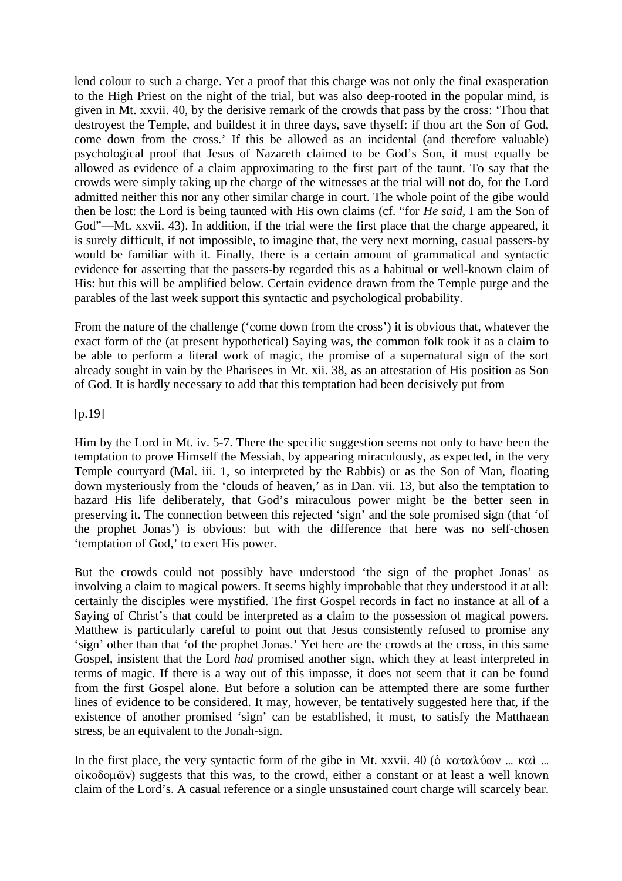lend colour to such a charge. Yet a proof that this charge was not only the final exasperation to the High Priest on the night of the trial, but was also deep-rooted in the popular mind, is given in Mt. xxvii. 40, by the derisive remark of the crowds that pass by the cross: 'Thou that destroyest the Temple, and buildest it in three days, save thyself: if thou art the Son of God, come down from the cross.' If this be allowed as an incidental (and therefore valuable) psychological proof that Jesus of Nazareth claimed to be God's Son, it must equally be allowed as evidence of a claim approximating to the first part of the taunt. To say that the crowds were simply taking up the charge of the witnesses at the trial will not do, for the Lord admitted neither this nor any other similar charge in court. The whole point of the gibe would then be lost: the Lord is being taunted with His own claims (cf. "for *He said*, I am the Son of God"—Mt. xxvii. 43). In addition, if the trial were the first place that the charge appeared, it is surely difficult, if not impossible, to imagine that, the very next morning, casual passers-by would be familiar with it. Finally, there is a certain amount of grammatical and syntactic evidence for asserting that the passers-by regarded this as a habitual or well-known claim of His: but this will be amplified below. Certain evidence drawn from the Temple purge and the parables of the last week support this syntactic and psychological probability.

From the nature of the challenge ('come down from the cross') it is obvious that, whatever the exact form of the (at present hypothetical) Saying was, the common folk took it as a claim to be able to perform a literal work of magic, the promise of a supernatural sign of the sort already sought in vain by the Pharisees in Mt. xii. 38, as an attestation of His position as Son of God. It is hardly necessary to add that this temptation had been decisively put from

[p.19]

Him by the Lord in Mt. iv. 5-7. There the specific suggestion seems not only to have been the temptation to prove Himself the Messiah, by appearing miraculously, as expected, in the very Temple courtyard (Mal. iii. 1, so interpreted by the Rabbis) or as the Son of Man, floating down mysteriously from the 'clouds of heaven,' as in Dan. vii. 13, but also the temptation to hazard His life deliberately, that God's miraculous power might be the better seen in preserving it. The connection between this rejected 'sign' and the sole promised sign (that 'of the prophet Jonas') is obvious: but with the difference that here was no self-chosen 'temptation of God,' to exert His power.

But the crowds could not possibly have understood 'the sign of the prophet Jonas' as involving a claim to magical powers. It seems highly improbable that they understood it at all: certainly the disciples were mystified. The first Gospel records in fact no instance at all of a Saying of Christ's that could be interpreted as a claim to the possession of magical powers. Matthew is particularly careful to point out that Jesus consistently refused to promise any 'sign' other than that 'of the prophet Jonas.' Yet here are the crowds at the cross, in this same Gospel, insistent that the Lord *had* promised another sign, which they at least interpreted in terms of magic. If there is a way out of this impasse, it does not seem that it can be found from the first Gospel alone. But before a solution can be attempted there are some further lines of evidence to be considered. It may, however, be tentatively suggested here that, if the existence of another promised 'sign' can be established, it must, to satisfy the Matthaean stress, be an equivalent to the Jonah-sign.

In the first place, the very syntactic form of the gibe in Mt. xxvii. 40 (ὁ καταλύων ... καὶ ... οἰκοδομῶν) suggests that this was, to the crowd, either a constant or at least a well known claim of the Lord's. A casual reference or a single unsustained court charge will scarcely bear.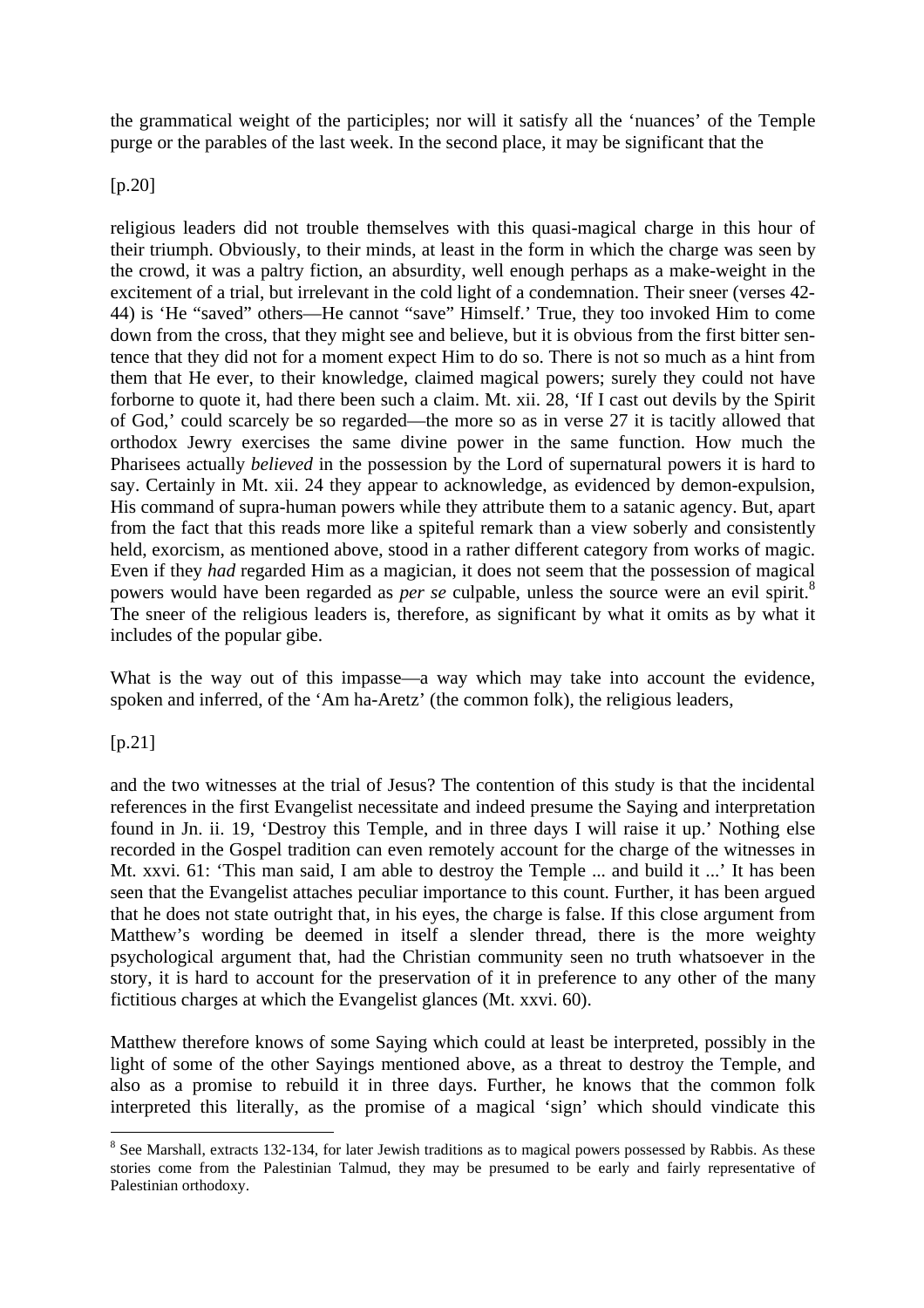the grammatical weight of the participles; nor will it satisfy all the 'nuances' of the Temple purge or the parables of the last week. In the second place, it may be significant that the

[p.20]

religious leaders did not trouble themselves with this quasi-magical charge in this hour of their triumph. Obviously, to their minds, at least in the form in which the charge was seen by the crowd, it was a paltry fiction, an absurdity, well enough perhaps as a make-weight in the excitement of a trial, but irrelevant in the cold light of a condemnation. Their sneer (verses 42-44) is 'He "saved" others—He cannot "save" Himself.' True, they too invoked Him to come down from the cross, that they might see and believe, but it is obvious from the first bitter sentence that they did not for a moment expect Him to do so. There is not so much as a hint from them that He ever, to their knowledge, claimed magical powers; surely they could not have forborne to quote it, had there been such a claim. Mt. xii. 28, 'If I cast out devils by the Spirit of God,' could scarcely be so regarded—the more so as in verse 27 it is tacitly allowed that orthodox Jewry exercises the same divine power in the same function. How much the Pharisees actually *believed* in the possession by the Lord of supernatural powers it is hard to say. Certainly in Mt. xii. 24 they appear to acknowledge, as evidenced by demon-expulsion, His command of supra-human powers while they attribute them to a satanic agency. But, apart from the fact that this reads more like a spiteful remark than a view soberly and consistently held, exorcism, as mentioned above, stood in a rather different category from works of magic. Even if they *had* regarded Him as a magician, it does not seem that the possession of magical powers would have been regarded as *per se* culpable, unless the source were an evil spirit.[8] The sneer of the religious leaders is, therefore, as significant by what it omits as by what it includes of the popular gibe.

What is the way out of this impasse—a way which may take into account the evidence, spoken and inferred, of the 'Am ha-Aretz' (the common folk), the religious leaders,

[p.21]

and the two witnesses at the trial of Jesus? The contention of this study is that the incidental references in the first Evangelist necessitate and indeed presume the Saying and interpretation found in Jn. ii. 19, 'Destroy this Temple, and in three days I will raise it up.' Nothing else recorded in the Gospel tradition can even remotely account for the charge of the witnesses in Mt. xxvi. 61: 'This man said, I am able to destroy the Temple ... and build it ...' It has been seen that the Evangelist attaches peculiar importance to this count. Further, it has been argued that he does not state outright that, in his eyes, the charge is false. If this close argument from Matthew's wording be deemed in itself a slender thread, there is the more weighty psychological argument that, had the Christian community seen no truth whatsoever in the story, it is hard to account for the preservation of it in preference to any other of the many fictitious charges at which the Evangelist glances (Mt. xxvi. 60).

Matthew therefore knows of some Saying which could at least be interpreted, possibly in the light of some of the other Sayings mentioned above, as a threat to destroy the Temple, and also as a promise to rebuild it in three days. Further, he knows that the common folk interpreted this literally, as the promise of a magical 'sign' which should vindicate this

---

[8] See Marshall, extracts 132-134, for later Jewish traditions as to magical powers possessed by Rabbis. As these stories come from the Palestinian Talmud, they may be presumed to be early and fairly representative of Palestinian orthodoxy.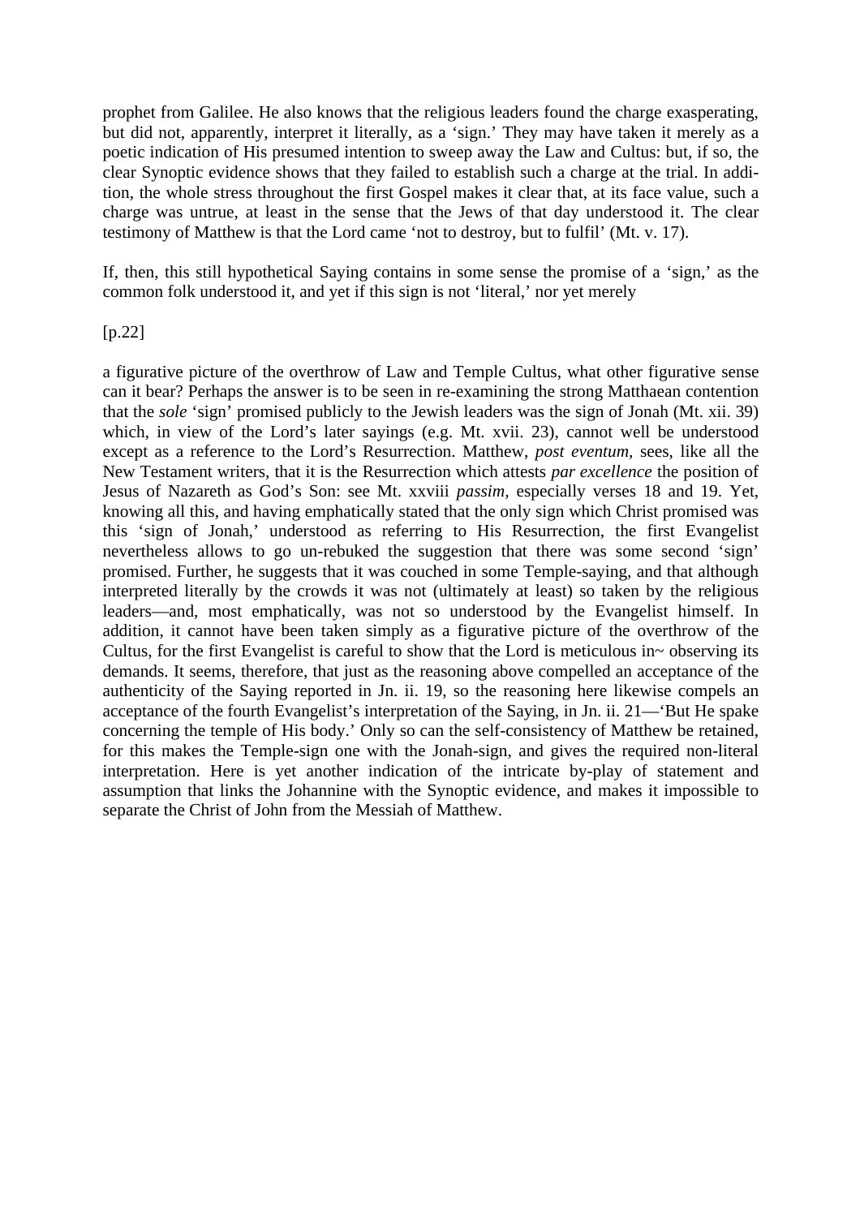prophet from Galilee. He also knows that the religious leaders found the charge exasperating, but did not, apparently, interpret it literally, as a 'sign.' They may have taken it merely as a poetic indication of His presumed intention to sweep away the Law and Cultus: but, if so, the clear Synoptic evidence shows that they failed to establish such a charge at the trial. In addition, the whole stress throughout the first Gospel makes it clear that, at its face value, such a charge was untrue, at least in the sense that the Jews of that day understood it. The clear testimony of Matthew is that the Lord came 'not to destroy, but to fulfil' (Mt. v. 17).

If, then, this still hypothetical Saying contains in some sense the promise of a 'sign,' as the common folk understood it, and yet if this sign is not 'literal,' nor yet merely

[p.22]

a figurative picture of the overthrow of Law and Temple Cultus, what other figurative sense can it bear? Perhaps the answer is to be seen in re-examining the strong Matthaean contention that the *sole* 'sign' promised publicly to the Jewish leaders was the sign of Jonah (Mt. xii. 39) which, in view of the Lord's later sayings (e.g. Mt. xvii. 23), cannot well be understood except as a reference to the Lord's Resurrection. Matthew, *post eventum,* sees, like all the New Testament writers, that it is the Resurrection which attests *par excellence* the position of Jesus of Nazareth as God's Son: see Mt. xxviii *passim,* especially verses 18 and 19. Yet, knowing all this, and having emphatically stated that the only sign which Christ promised was this 'sign of Jonah,' understood as referring to His Resurrection, the first Evangelist nevertheless allows to go un-rebuked the suggestion that there was some second 'sign' promised. Further, he suggests that it was couched in some Temple-saying, and that although interpreted literally by the crowds it was not (ultimately at least) so taken by the religious leaders—and, most emphatically, was not so understood by the Evangelist himself. In addition, it cannot have been taken simply as a figurative picture of the overthrow of the Cultus, for the first Evangelist is careful to show that the Lord is meticulous in~ observing its demands. It seems, therefore, that just as the reasoning above compelled an acceptance of the authenticity of the Saying reported in Jn. ii. 19, so the reasoning here likewise compels an acceptance of the fourth Evangelist's interpretation of the Saying, in Jn. ii. 21—'But He spake concerning the temple of His body.' Only so can the self-consistency of Matthew be retained, for this makes the Temple-sign one with the Jonah-sign, and gives the required non-literal interpretation. Here is yet another indication of the intricate by-play of statement and assumption that links the Johannine with the Synoptic evidence, and makes it impossible to separate the Christ of John from the Messiah of Matthew.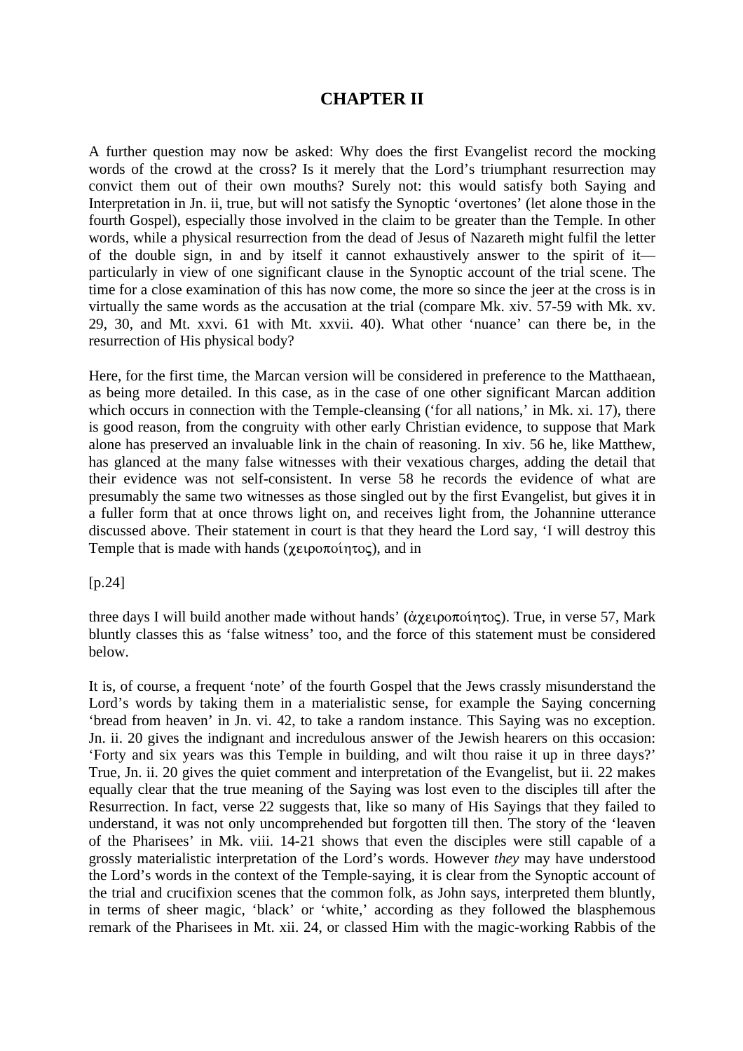# CHAPTER II

A further question may now be asked: Why does the first Evangelist record the mocking words of the crowd at the cross? Is it merely that the Lord's triumphant resurrection may convict them out of their own mouths? Surely not: this would satisfy both Saying and Interpretation in Jn. ii, true, but will not satisfy the Synoptic 'overtones' (let alone those in the fourth Gospel), especially those involved in the claim to be greater than the Temple. In other words, while a physical resurrection from the dead of Jesus of Nazareth might fulfil the letter of the double sign, in and by itself it cannot exhaustively answer to the spirit of it—particularly in view of one significant clause in the Synoptic account of the trial scene. The time for a close examination of this has now come, the more so since the jeer at the cross is in virtually the same words as the accusation at the trial (compare Mk. xiv. 57-59 with Mk. xv. 29, 30, and Mt. xxvi. 61 with Mt. xxvii. 40). What other 'nuance' can there be, in the resurrection of His physical body?

Here, for the first time, the Marcan version will be considered in preference to the Matthaean, as being more detailed. In this case, as in the case of one other significant Marcan addition which occurs in connection with the Temple-cleansing ('for all nations,' in Mk. xi. 17), there is good reason, from the congruity with other early Christian evidence, to suppose that Mark alone has preserved an invaluable link in the chain of reasoning. In xiv. 56 he, like Matthew, has glanced at the many false witnesses with their vexatious charges, adding the detail that their evidence was not self-consistent. In verse 58 he records the evidence of what are presumably the same two witnesses as those singled out by the first Evangelist, but gives it in a fuller form that at once throws light on, and receives light from, the Johannine utterance discussed above. Their statement in court is that they heard the Lord say, 'I will destroy this Temple that is made with hands (χειροποίητος), and in

[p.24]

three days I will build another made without hands' (ἀχειροποίητος). True, in verse 57, Mark bluntly classes this as 'false witness' too, and the force of this statement must be considered below.

It is, of course, a frequent 'note' of the fourth Gospel that the Jews crassly misunderstand the Lord's words by taking them in a materialistic sense, for example the Saying concerning 'bread from heaven' in Jn. vi. 42, to take a random instance. This Saying was no exception. Jn. ii. 20 gives the indignant and incredulous answer of the Jewish hearers on this occasion: 'Forty and six years was this Temple in building, and wilt thou raise it up in three days?' True, Jn. ii. 20 gives the quiet comment and interpretation of the Evangelist, but ii. 22 makes equally clear that the true meaning of the Saying was lost even to the disciples till after the Resurrection. In fact, verse 22 suggests that, like so many of His Sayings that they failed to understand, it was not only uncomprehended but forgotten till then. The story of the 'leaven of the Pharisees' in Mk. viii. 14-21 shows that even the disciples were still capable of a grossly materialistic interpretation of the Lord's words. However *they* may have understood the Lord's words in the context of the Temple-saying, it is clear from the Synoptic account of the trial and crucifixion scenes that the common folk, as John says, interpreted them bluntly, in terms of sheer magic, 'black' or 'white,' according as they followed the blasphemous remark of the Pharisees in Mt. xii. 24, or classed Him with the magic-working Rabbis of the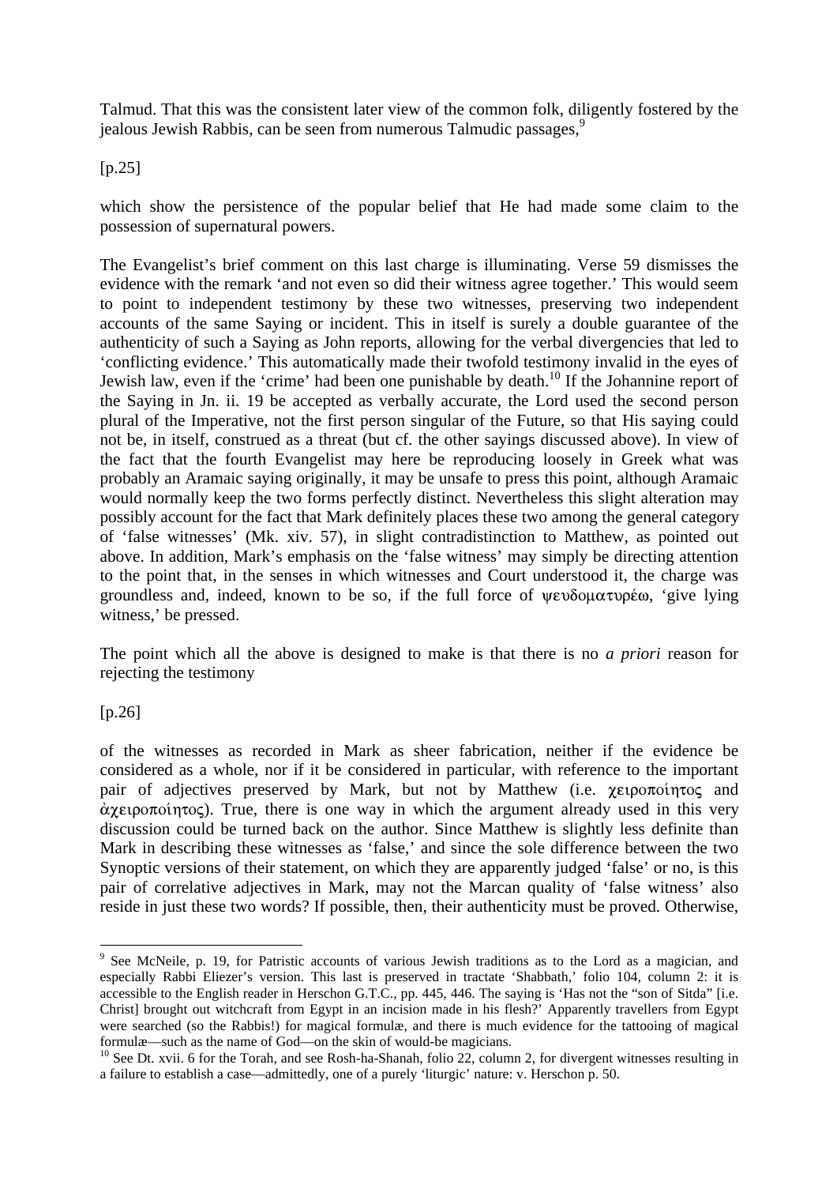Talmud. That this was the consistent later view of the common folk, diligently fostered by the jealous Jewish Rabbis, can be seen from numerous Talmudic passages,[9]

[p.25]

which show the persistence of the popular belief that He had made some claim to the possession of supernatural powers.

The Evangelist's brief comment on this last charge is illuminating. Verse 59 dismisses the evidence with the remark 'and not even so did their witness agree together.' This would seem to point to independent testimony by these two witnesses, preserving two independent accounts of the same Saying or incident. This in itself is surely a double guarantee of the authenticity of such a Saying as John reports, allowing for the verbal divergencies that led to 'conflicting evidence.' This automatically made their twofold testimony invalid in the eyes of Jewish law, even if the 'crime' had been one punishable by death.[10] If the Johannine report of the Saying in Jn. ii. 19 be accepted as verbally accurate, the Lord used the second person plural of the Imperative, not the first person singular of the Future, so that His saying could not be, in itself, construed as a threat (but cf. the other sayings discussed above). In view of the fact that the fourth Evangelist may here be reproducing loosely in Greek what was probably an Aramaic saying originally, it may be unsafe to press this point, although Aramaic would normally keep the two forms perfectly distinct. Nevertheless this slight alteration may possibly account for the fact that Mark definitely places these two among the general category of 'false witnesses' (Mk. xiv. 57), in slight contradistinction to Matthew, as pointed out above. In addition, Mark's emphasis on the 'false witness' may simply be directing attention to the point that, in the senses in which witnesses and Court understood it, the charge was groundless and, indeed, known to be so, if the full force of ψευδοματυρέω, 'give lying witness,' be pressed.

The point which all the above is designed to make is that there is no *a priori* reason for rejecting the testimony

[p.26]

of the witnesses as recorded in Mark as sheer fabrication, neither if the evidence be considered as a whole, nor if it be considered in particular, with reference to the important pair of adjectives preserved by Mark, but not by Matthew (i.e. χειροποίητος and ἀχειροποίητος). True, there is one way in which the argument already used in this very discussion could be turned back on the author. Since Matthew is slightly less definite than Mark in describing these witnesses as 'false,' and since the sole difference between the two Synoptic versions of their statement, on which they are apparently judged 'false' or no, is this pair of correlative adjectives in Mark, may not the Marcan quality of 'false witness' also reside in just these two words? If possible, then, their authenticity must be proved. Otherwise,

---

[9] See McNeile, p. 19, for Patristic accounts of various Jewish traditions as to the Lord as a magician, and especially Rabbi Eliezer's version. This last is preserved in tractate 'Shabbath,' folio 104, column 2: it is accessible to the English reader in Herschon G.T.C., pp. 445, 446. The saying is 'Has not the "son of Sitda" [i.e. Christ] brought out witchcraft from Egypt in an incision made in his flesh?' Apparently travellers from Egypt were searched (so the Rabbis!) for magical formulæ, and there is much evidence for the tattooing of magical formulæ—such as the name of God—on the skin of would-be magicians.

[10] See Dt. xvii. 6 for the Torah, and see Rosh-ha-Shanah, folio 22, column 2, for divergent witnesses resulting in a failure to establish a case—admittedly, one of a purely 'liturgic' nature: v. Herschon p. 50.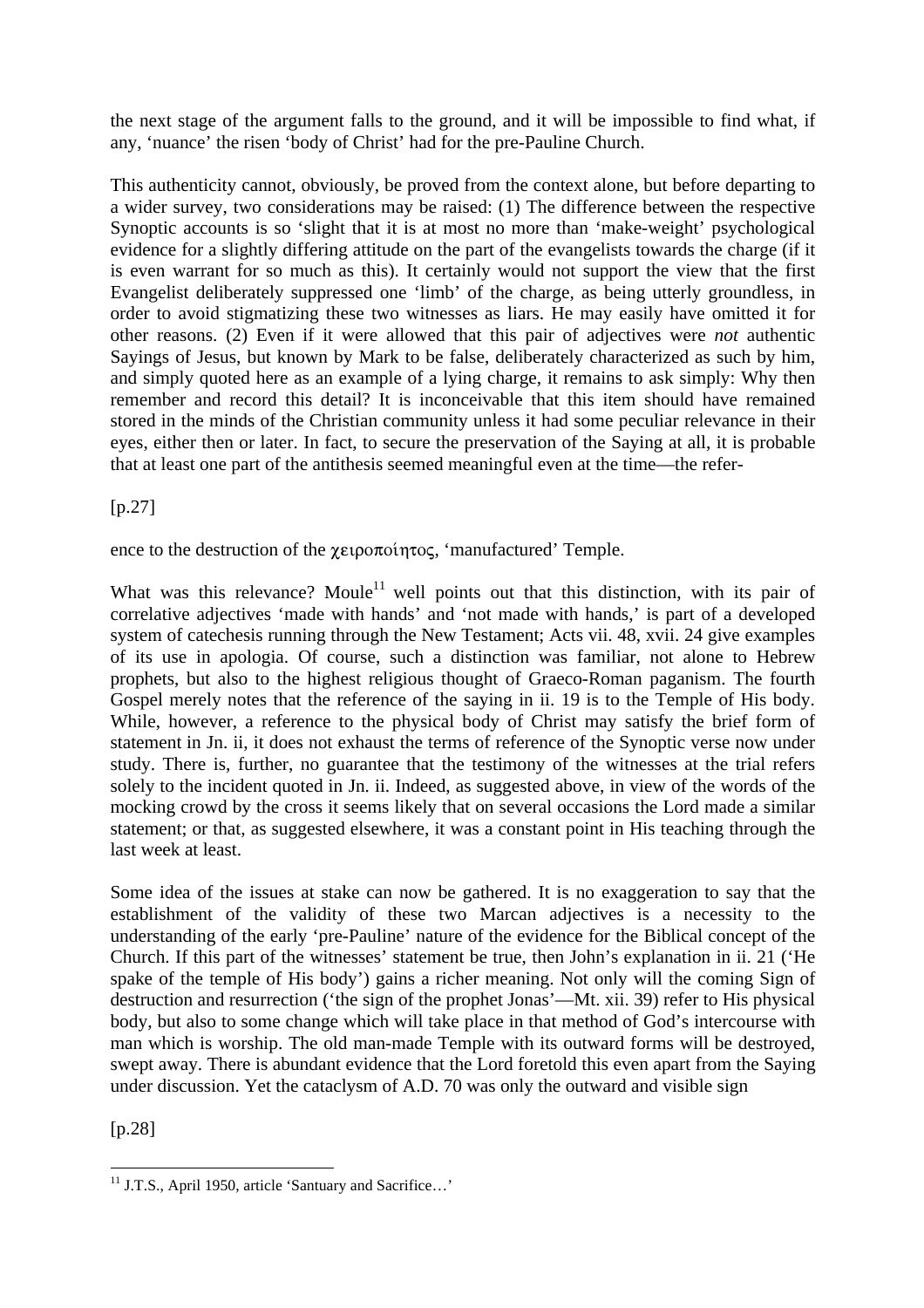the next stage of the argument falls to the ground, and it will be impossible to find what, if any, 'nuance' the risen 'body of Christ' had for the pre-Pauline Church.

This authenticity cannot, obviously, be proved from the context alone, but before departing to a wider survey, two considerations may be raised: (1) The difference between the respective Synoptic accounts is so 'slight that it is at most no more than 'make-weight' psychological evidence for a slightly differing attitude on the part of the evangelists towards the charge (if it is even warrant for so much as this). It certainly would not support the view that the first Evangelist deliberately suppressed one 'limb' of the charge, as being utterly groundless, in order to avoid stigmatizing these two witnesses as liars. He may easily have omitted it for other reasons. (2) Even if it were allowed that this pair of adjectives were *not* authentic Sayings of Jesus, but known by Mark to be false, deliberately characterized as such by him, and simply quoted here as an example of a lying charge, it remains to ask simply: Why then remember and record this detail? It is inconceivable that this item should have remained stored in the minds of the Christian community unless it had some peculiar relevance in their eyes, either then or later. In fact, to secure the preservation of the Saying at all, it is probable that at least one part of the antithesis seemed meaningful even at the time—the refer-

[p.27]

ence to the destruction of the χειροποίητος, 'manufactured' Temple.

What was this relevance? Moule[11] well points out that this distinction, with its pair of correlative adjectives 'made with hands' and 'not made with hands,' is part of a developed system of catechesis running through the New Testament; Acts vii. 48, xvii. 24 give examples of its use in apologia. Of course, such a distinction was familiar, not alone to Hebrew prophets, but also to the highest religious thought of Graeco-Roman paganism. The fourth Gospel merely notes that the reference of the saying in ii. 19 is to the Temple of His body. While, however, a reference to the physical body of Christ may satisfy the brief form of statement in Jn. ii, it does not exhaust the terms of reference of the Synoptic verse now under study. There is, further, no guarantee that the testimony of the witnesses at the trial refers solely to the incident quoted in Jn. ii. Indeed, as suggested above, in view of the words of the mocking crowd by the cross it seems likely that on several occasions the Lord made a similar statement; or that, as suggested elsewhere, it was a constant point in His teaching through the last week at least.

Some idea of the issues at stake can now be gathered. It is no exaggeration to say that the establishment of the validity of these two Marcan adjectives is a necessity to the understanding of the early 'pre-Pauline' nature of the evidence for the Biblical concept of the Church. If this part of the witnesses' statement be true, then John's explanation in ii. 21 ('He spake of the temple of His body') gains a richer meaning. Not only will the coming Sign of destruction and resurrection ('the sign of the prophet Jonas'—Mt. xii. 39) refer to His physical body, but also to some change which will take place in that method of God's intercourse with man which is worship. The old man-made Temple with its outward forms will be destroyed, swept away. There is abundant evidence that the Lord foretold this even apart from the Saying under discussion. Yet the cataclysm of A.D. 70 was only the outward and visible sign

[p.28]

---

[11] J.T.S., April 1950, article 'Santuary and Sacrifice…'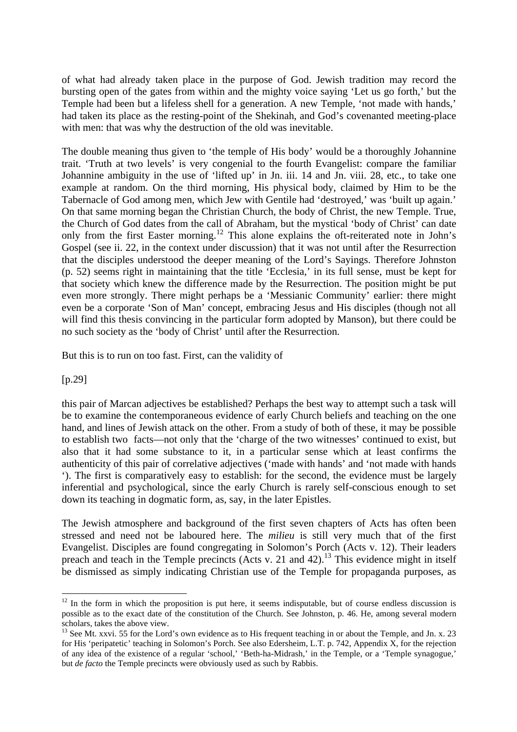of what had already taken place in the purpose of God. Jewish tradition may record the bursting open of the gates from within and the mighty voice saying 'Let us go forth,' but the Temple had been but a lifeless shell for a generation. A new Temple, 'not made with hands,' had taken its place as the resting-point of the Shekinah, and God's covenanted meeting-place with men: that was why the destruction of the old was inevitable.

The double meaning thus given to 'the temple of His body' would be a thoroughly Johannine trait. 'Truth at two levels' is very congenial to the fourth Evangelist: compare the familiar Johannine ambiguity in the use of 'lifted up' in Jn. iii. 14 and Jn. viii. 28, etc., to take one example at random. On the third morning, His physical body, claimed by Him to be the Tabernacle of God among men, which Jew with Gentile had 'destroyed,' was 'built up again.' On that same morning began the Christian Church, the body of Christ, the new Temple. True, the Church of God dates from the call of Abraham, but the mystical 'body of Christ' can date only from the first Easter morning.[12] This alone explains the oft-reiterated note in John's Gospel (see ii. 22, in the context under discussion) that it was not until after the Resurrection that the disciples understood the deeper meaning of the Lord's Sayings. Therefore Johnston (p. 52) seems right in maintaining that the title 'Ecclesia,' in its full sense, must be kept for that society which knew the difference made by the Resurrection. The position might be put even more strongly. There might perhaps be a 'Messianic Community' earlier: there might even be a corporate 'Son of Man' concept, embracing Jesus and His disciples (though not all will find this thesis convincing in the particular form adopted by Manson), but there could be no such society as the 'body of Christ' until after the Resurrection.

But this is to run on too fast. First, can the validity of

[p.29]

this pair of Marcan adjectives be established? Perhaps the best way to attempt such a task will be to examine the contemporaneous evidence of early Church beliefs and teaching on the one hand, and lines of Jewish attack on the other. From a study of both of these, it may be possible to establish two facts—not only that the 'charge of the two witnesses' continued to exist, but also that it had some substance to it, in a particular sense which at least confirms the authenticity of this pair of correlative adjectives ('made with hands' and 'not made with hands'). The first is comparatively easy to establish: for the second, the evidence must be largely inferential and psychological, since the early Church is rarely self-conscious enough to set down its teaching in dogmatic form, as, say, in the later Epistles.

The Jewish atmosphere and background of the first seven chapters of Acts has often been stressed and need not be laboured here. The *milieu* is still very much that of the first Evangelist. Disciples are found congregating in Solomon's Porch (Acts v. 12). Their leaders preach and teach in the Temple precincts (Acts v. 21 and 42).[13] This evidence might in itself be dismissed as simply indicating Christian use of the Temple for propaganda purposes, as

---

[12] In the form in which the proposition is put here, it seems indisputable, but of course endless discussion is possible as to the exact date of the constitution of the Church. See Johnston, p. 46. He, among several modern scholars, takes the above view.

[13] See Mt. xxvi. 55 for the Lord's own evidence as to His frequent teaching in or about the Temple, and Jn. x. 23 for His 'peripatetic' teaching in Solomon's Porch. See also Edersheim, L.T. p. 742, Appendix X, for the rejection of any idea of the existence of a regular 'school,' 'Beth-ha-Midrash,' in the Temple, or a 'Temple synagogue,' but *de facto* the Temple precincts were obviously used as such by Rabbis.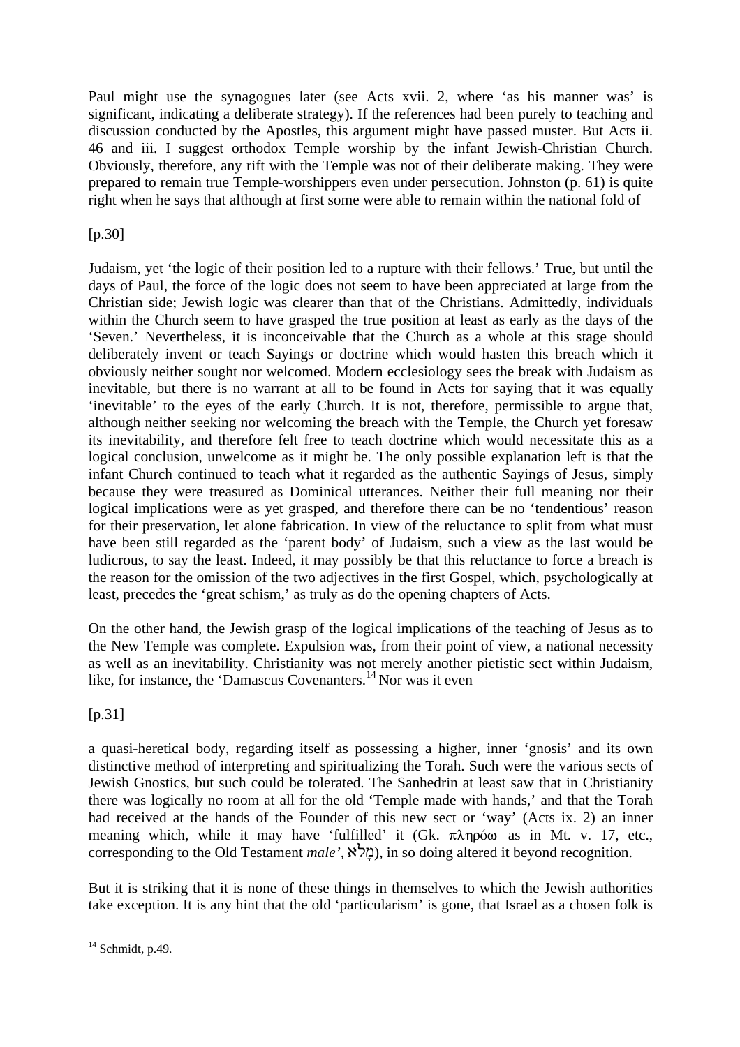Paul might use the synagogues later (see Acts xvii. 2, where 'as his manner was' is significant, indicating a deliberate strategy). If the references had been purely to teaching and discussion conducted by the Apostles, this argument might have passed muster. But Acts ii. 46 and iii. I suggest orthodox Temple worship by the infant Jewish-Christian Church. Obviously, therefore, any rift with the Temple was not of their deliberate making. They were prepared to remain true Temple-worshippers even under persecution. Johnston (p. 61) is quite right when he says that although at first some were able to remain within the national fold of

[p.30]

Judaism, yet 'the logic of their position led to a rupture with their fellows.' True, but until the days of Paul, the force of the logic does not seem to have been appreciated at large from the Christian side; Jewish logic was clearer than that of the Christians. Admittedly, individuals within the Church seem to have grasped the true position at least as early as the days of the 'Seven.' Nevertheless, it is inconceivable that the Church as a whole at this stage should deliberately invent or teach Sayings or doctrine which would hasten this breach which it obviously neither sought nor welcomed. Modern ecclesiology sees the break with Judaism as inevitable, but there is no warrant at all to be found in Acts for saying that it was equally 'inevitable' to the eyes of the early Church. It is not, therefore, permissible to argue that, although neither seeking nor welcoming the breach with the Temple, the Church yet foresaw its inevitability, and therefore felt free to teach doctrine which would necessitate this as a logical conclusion, unwelcome as it might be. The only possible explanation left is that the infant Church continued to teach what it regarded as the authentic Sayings of Jesus, simply because they were treasured as Dominical utterances. Neither their full meaning nor their logical implications were as yet grasped, and therefore there can be no 'tendentious' reason for their preservation, let alone fabrication. In view of the reluctance to split from what must have been still regarded as the 'parent body' of Judaism, such a view as the last would be ludicrous, to say the least. Indeed, it may possibly be that this reluctance to force a breach is the reason for the omission of the two adjectives in the first Gospel, which, psychologically at least, precedes the 'great schism,' as truly as do the opening chapters of Acts.

On the other hand, the Jewish grasp of the logical implications of the teaching of Jesus as to the New Temple was complete. Expulsion was, from their point of view, a national necessity as well as an inevitability. Christianity was not merely another pietistic sect within Judaism, like, for instance, the 'Damascus Covenanters.[14] Nor was it even

[p.31]

a quasi-heretical body, regarding itself as possessing a higher, inner 'gnosis' and its own distinctive method of interpreting and spiritualizing the Torah. Such were the various sects of Jewish Gnostics, but such could be tolerated. The Sanhedrin at least saw that in Christianity there was logically no room at all for the old 'Temple made with hands,' and that the Torah had received at the hands of the Founder of this new sect or 'way' (Acts ix. 2) an inner meaning which, while it may have 'fulfilled' it (Gk. πληρόω as in Mt. v. 17, etc., corresponding to the Old Testament *male'*, מָלֵא), in so doing altered it beyond recognition.

But it is striking that it is none of these things in themselves to which the Jewish authorities take exception. It is any hint that the old 'particularism' is gone, that Israel as a chosen folk is

---

[14] Schmidt, p.49.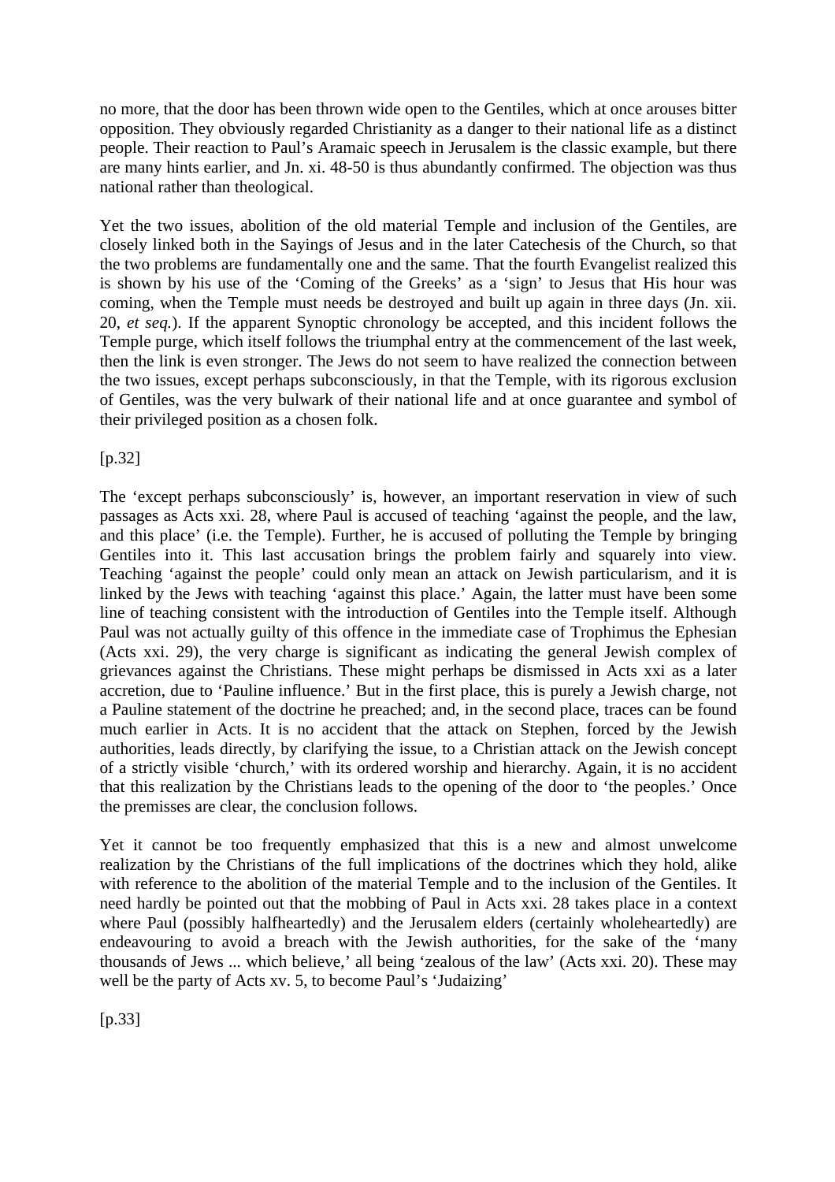no more, that the door has been thrown wide open to the Gentiles, which at once arouses bitter opposition. They obviously regarded Christianity as a danger to their national life as a distinct people. Their reaction to Paul's Aramaic speech in Jerusalem is the classic example, but there are many hints earlier, and Jn. xi. 48-50 is thus abundantly confirmed. The objection was thus national rather than theological.

Yet the two issues, abolition of the old material Temple and inclusion of the Gentiles, are closely linked both in the Sayings of Jesus and in the later Catechesis of the Church, so that the two problems are fundamentally one and the same. That the fourth Evangelist realized this is shown by his use of the 'Coming of the Greeks' as a 'sign' to Jesus that His hour was coming, when the Temple must needs be destroyed and built up again in three days (Jn. xii. 20, *et seq.*). If the apparent Synoptic chronology be accepted, and this incident follows the Temple purge, which itself follows the triumphal entry at the commencement of the last week, then the link is even stronger. The Jews do not seem to have realized the connection between the two issues, except perhaps subconsciously, in that the Temple, with its rigorous exclusion of Gentiles, was the very bulwark of their national life and at once guarantee and symbol of their privileged position as a chosen folk.

[p.32]

The 'except perhaps subconsciously' is, however, an important reservation in view of such passages as Acts xxi. 28, where Paul is accused of teaching 'against the people, and the law, and this place' (i.e. the Temple). Further, he is accused of polluting the Temple by bringing Gentiles into it. This last accusation brings the problem fairly and squarely into view. Teaching 'against the people' could only mean an attack on Jewish particularism, and it is linked by the Jews with teaching 'against this place.' Again, the latter must have been some line of teaching consistent with the introduction of Gentiles into the Temple itself. Although Paul was not actually guilty of this offence in the immediate case of Trophimus the Ephesian (Acts xxi. 29), the very charge is significant as indicating the general Jewish complex of grievances against the Christians. These might perhaps be dismissed in Acts xxi as a later accretion, due to 'Pauline influence.' But in the first place, this is purely a Jewish charge, not a Pauline statement of the doctrine he preached; and, in the second place, traces can be found much earlier in Acts. It is no accident that the attack on Stephen, forced by the Jewish authorities, leads directly, by clarifying the issue, to a Christian attack on the Jewish concept of a strictly visible 'church,' with its ordered worship and hierarchy. Again, it is no accident that this realization by the Christians leads to the opening of the door to 'the peoples.' Once the premisses are clear, the conclusion follows.

Yet it cannot be too frequently emphasized that this is a new and almost unwelcome realization by the Christians of the full implications of the doctrines which they hold, alike with reference to the abolition of the material Temple and to the inclusion of the Gentiles. It need hardly be pointed out that the mobbing of Paul in Acts xxi. 28 takes place in a context where Paul (possibly halfheartedly) and the Jerusalem elders (certainly wholeheartedly) are endeavouring to avoid a breach with the Jewish authorities, for the sake of the 'many thousands of Jews ... which believe,' all being 'zealous of the law' (Acts xxi. 20). These may well be the party of Acts xv. 5, to become Paul's 'Judaizing'

[p.33]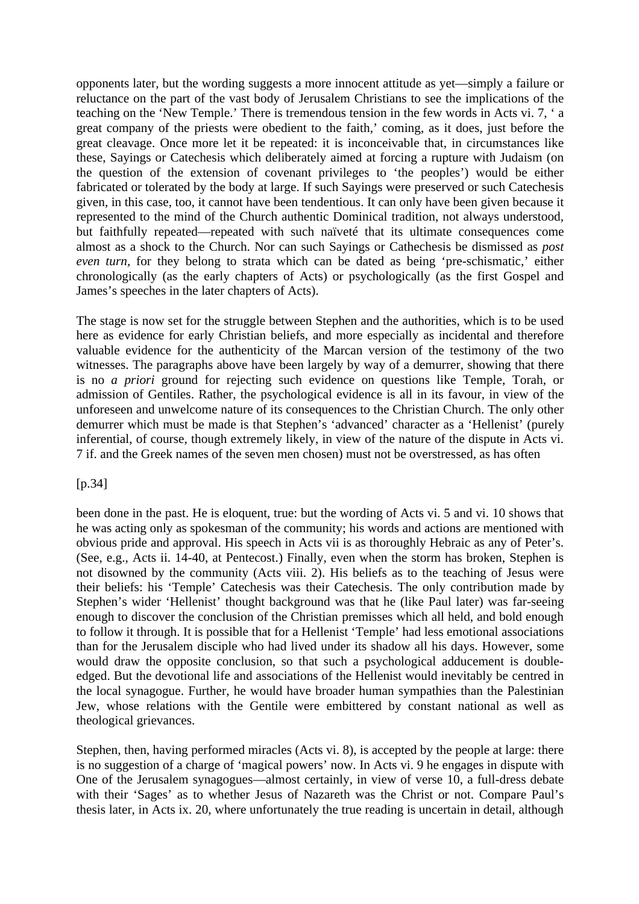opponents later, but the wording suggests a more innocent attitude as yet—simply a failure or reluctance on the part of the vast body of Jerusalem Christians to see the implications of the teaching on the 'New Temple.' There is tremendous tension in the few words in Acts vi. 7, ' a great company of the priests were obedient to the faith,' coming, as it does, just before the great cleavage. Once more let it be repeated: it is inconceivable that, in circumstances like these, Sayings or Catechesis which deliberately aimed at forcing a rupture with Judaism (on the question of the extension of covenant privileges to 'the peoples') would be either fabricated or tolerated by the body at large. If such Sayings were preserved or such Catechesis given, in this case, too, it cannot have been tendentious. It can only have been given because it represented to the mind of the Church authentic Dominical tradition, not always understood, but faithfully repeated—repeated with such naïveté that its ultimate consequences come almost as a shock to the Church. Nor can such Sayings or Cathechesis be dismissed as *post even turn*, for they belong to strata which can be dated as being 'pre-schismatic,' either chronologically (as the early chapters of Acts) or psychologically (as the first Gospel and James's speeches in the later chapters of Acts).

The stage is now set for the struggle between Stephen and the authorities, which is to be used here as evidence for early Christian beliefs, and more especially as incidental and therefore valuable evidence for the authenticity of the Marcan version of the testimony of the two witnesses. The paragraphs above have been largely by way of a demurrer, showing that there is no *a priori* ground for rejecting such evidence on questions like Temple, Torah, or admission of Gentiles. Rather, the psychological evidence is all in its favour, in view of the unforeseen and unwelcome nature of its consequences to the Christian Church. The only other demurrer which must be made is that Stephen's 'advanced' character as a 'Hellenist' (purely inferential, of course, though extremely likely, in view of the nature of the dispute in Acts vi. 7 if. and the Greek names of the seven men chosen) must not be overstressed, as has often

[p.34]

been done in the past. He is eloquent, true: but the wording of Acts vi. 5 and vi. 10 shows that he was acting only as spokesman of the community; his words and actions are mentioned with obvious pride and approval. His speech in Acts vii is as thoroughly Hebraic as any of Peter's. (See, e.g., Acts ii. 14-40, at Pentecost.) Finally, even when the storm has broken, Stephen is not disowned by the community (Acts viii. 2). His beliefs as to the teaching of Jesus were their beliefs: his 'Temple' Catechesis was their Catechesis. The only contribution made by Stephen's wider 'Hellenist' thought background was that he (like Paul later) was far-seeing enough to discover the conclusion of the Christian premisses which all held, and bold enough to follow it through. It is possible that for a Hellenist 'Temple' had less emotional associations than for the Jerusalem disciple who had lived under its shadow all his days. However, some would draw the opposite conclusion, so that such a psychological adducement is double-edged. But the devotional life and associations of the Hellenist would inevitably be centred in the local synagogue. Further, he would have broader human sympathies than the Palestinian Jew, whose relations with the Gentile were embittered by constant national as well as theological grievances.

Stephen, then, having performed miracles (Acts vi. 8), is accepted by the people at large: there is no suggestion of a charge of 'magical powers' now. In Acts vi. 9 he engages in dispute with One of the Jerusalem synagogues—almost certainly, in view of verse 10, a full-dress debate with their 'Sages' as to whether Jesus of Nazareth was the Christ or not. Compare Paul's thesis later, in Acts ix. 20, where unfortunately the true reading is uncertain in detail, although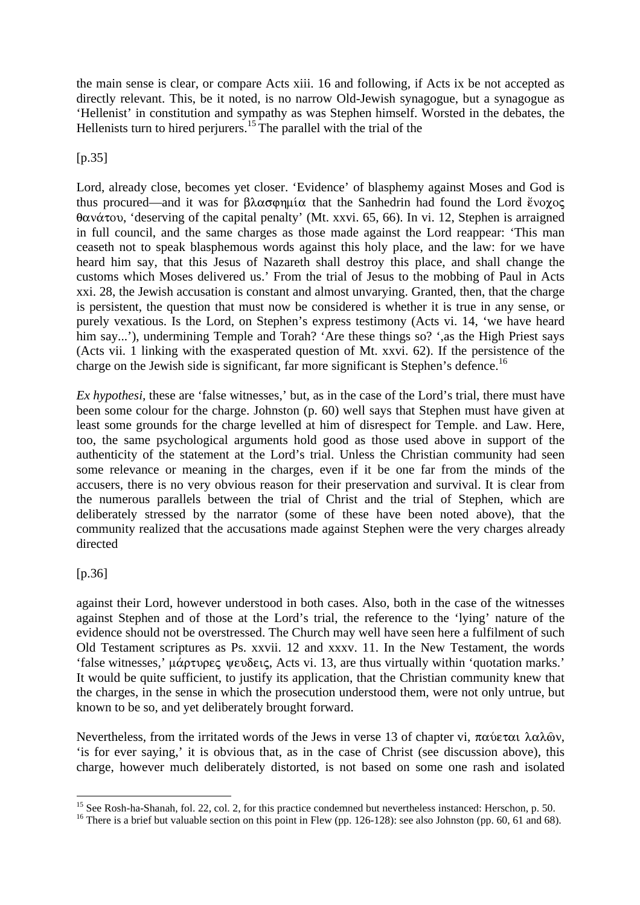the main sense is clear, or compare Acts xiii. 16 and following, if Acts ix be not accepted as directly relevant. This, be it noted, is no narrow Old-Jewish synagogue, but a synagogue as 'Hellenist' in constitution and sympathy as was Stephen himself. Worsted in the debates, the Hellenists turn to hired perjurers.[15] The parallel with the trial of the

[p.35]

Lord, already close, becomes yet closer. 'Evidence' of blasphemy against Moses and God is thus procured—and it was for βλασφημία that the Sanhedrin had found the Lord ἔνοχος θανάτου, 'deserving of the capital penalty' (Mt. xxvi. 65, 66). In vi. 12, Stephen is arraigned in full council, and the same charges as those made against the Lord reappear: 'This man ceaseth not to speak blasphemous words against this holy place, and the law: for we have heard him say, that this Jesus of Nazareth shall destroy this place, and shall change the customs which Moses delivered us.' From the trial of Jesus to the mobbing of Paul in Acts xxi. 28, the Jewish accusation is constant and almost unvarying. Granted, then, that the charge is persistent, the question that must now be considered is whether it is true in any sense, or purely vexatious. Is the Lord, on Stephen's express testimony (Acts vi. 14, 'we have heard him say...'), undermining Temple and Torah? 'Are these things so? ',as the High Priest says (Acts vii. 1 linking with the exasperated question of Mt. xxvi. 62). If the persistence of the charge on the Jewish side is significant, far more significant is Stephen's defence.[16]

*Ex hypothesi,* these are 'false witnesses,' but, as in the case of the Lord's trial, there must have been some colour for the charge. Johnston (p. 60) well says that Stephen must have given at least some grounds for the charge levelled at him of disrespect for Temple. and Law. Here, too, the same psychological arguments hold good as those used above in support of the authenticity of the statement at the Lord's trial. Unless the Christian community had seen some relevance or meaning in the charges, even if it be one far from the minds of the accusers, there is no very obvious reason for their preservation and survival. It is clear from the numerous parallels between the trial of Christ and the trial of Stephen, which are deliberately stressed by the narrator (some of these have been noted above), that the community realized that the accusations made against Stephen were the very charges already directed

[p.36]

against their Lord, however understood in both cases. Also, both in the case of the witnesses against Stephen and of those at the Lord's trial, the reference to the 'lying' nature of the evidence should not be overstressed. The Church may well have seen here a fulfilment of such Old Testament scriptures as Ps. xxvii. 12 and xxxv. 11. In the New Testament, the words 'false witnesses,' μάρτυρες ψευδεις, Acts vi. 13, are thus virtually within 'quotation marks.' It would be quite sufficient, to justify its application, that the Christian community knew that the charges, in the sense in which the prosecution understood them, were not only untrue, but known to be so, and yet deliberately brought forward.

Nevertheless, from the irritated words of the Jews in verse 13 of chapter vi, παύεται λαλῶν, 'is for ever saying,' it is obvious that, as in the case of Christ (see discussion above), this charge, however much deliberately distorted, is not based on some one rash and isolated

---

[15] See Rosh-ha-Shanah, fol. 22, col. 2, for this practice condemned but nevertheless instanced: Herschon, p. 50.

[16] There is a brief but valuable section on this point in Flew (pp. 126-128): see also Johnston (pp. 60, 61 and 68).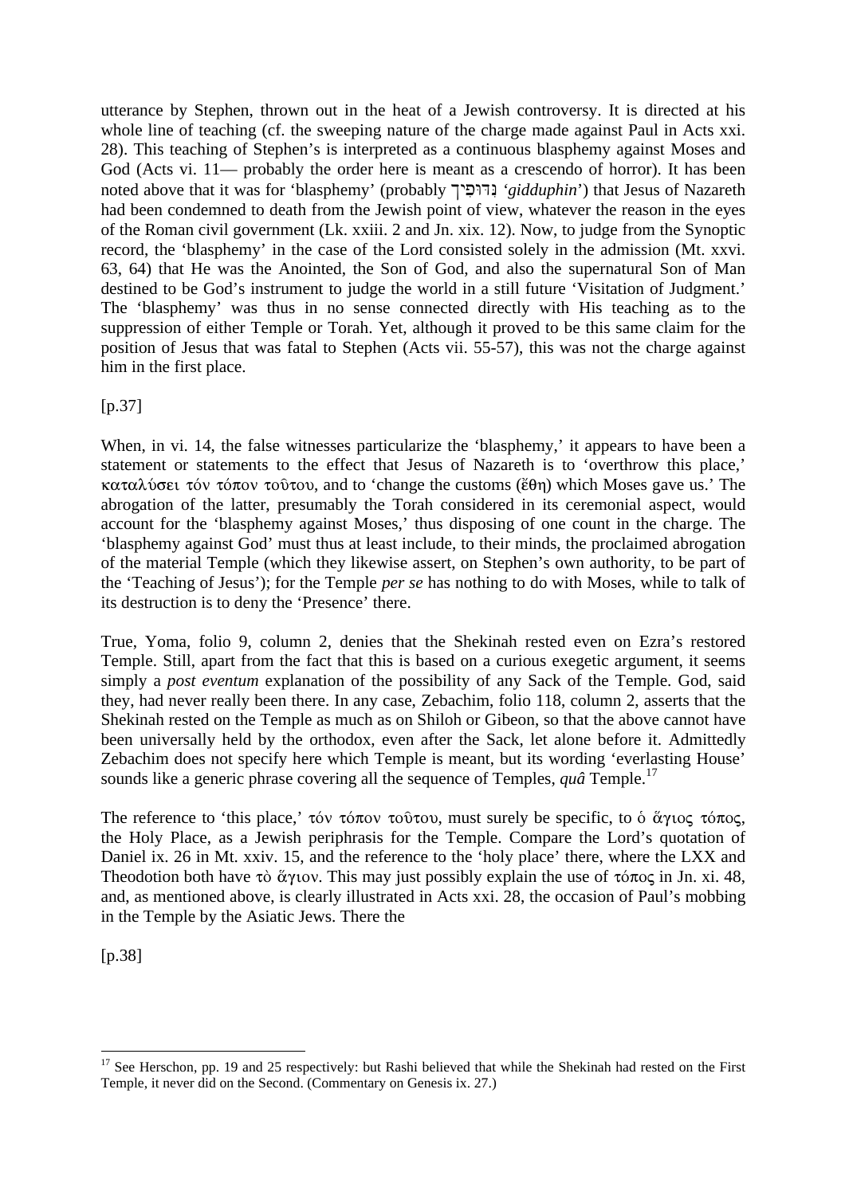utterance by Stephen, thrown out in the heat of a Jewish controversy. It is directed at his whole line of teaching (cf. the sweeping nature of the charge made against Paul in Acts xxi. 28). This teaching of Stephen's is interpreted as a continuous blasphemy against Moses and God (Acts vi. 11— probably the order here is meant as a crescendo of horror). It has been noted above that it was for 'blasphemy' (probably גִּדּוּפִין '*gidduphin*') that Jesus of Nazareth had been condemned to death from the Jewish point of view, whatever the reason in the eyes of the Roman civil government (Lk. xxiii. 2 and Jn. xix. 12). Now, to judge from the Synoptic record, the 'blasphemy' in the case of the Lord consisted solely in the admission (Mt. xxvi. 63, 64) that He was the Anointed, the Son of God, and also the supernatural Son of Man destined to be God's instrument to judge the world in a still future 'Visitation of Judgment.' The 'blasphemy' was thus in no sense connected directly with His teaching as to the suppression of either Temple or Torah. Yet, although it proved to be this same claim for the position of Jesus that was fatal to Stephen (Acts vii. 55-57), this was not the charge against him in the first place.

[p.37]

When, in vi. 14, the false witnesses particularize the 'blasphemy,' it appears to have been a statement or statements to the effect that Jesus of Nazareth is to 'overthrow this place,' καταλύσει τόν τόπον τοῦτου, and to 'change the customs (ἔθη) which Moses gave us.' The abrogation of the latter, presumably the Torah considered in its ceremonial aspect, would account for the 'blasphemy against Moses,' thus disposing of one count in the charge. The 'blasphemy against God' must thus at least include, to their minds, the proclaimed abrogation of the material Temple (which they likewise assert, on Stephen's own authority, to be part of the 'Teaching of Jesus'); for the Temple *per se* has nothing to do with Moses, while to talk of its destruction is to deny the 'Presence' there.

True, Yoma, folio 9, column 2, denies that the Shekinah rested even on Ezra's restored Temple. Still, apart from the fact that this is based on a curious exegetic argument, it seems simply a *post eventum* explanation of the possibility of any Sack of the Temple. God, said they, had never really been there. In any case, Zebachim, folio 118, column 2, asserts that the Shekinah rested on the Temple as much as on Shiloh or Gibeon, so that the above cannot have been universally held by the orthodox, even after the Sack, let alone before it. Admittedly Zebachim does not specify here which Temple is meant, but its wording 'everlasting House' sounds like a generic phrase covering all the sequence of Temples, *quâ* Temple.[17]

The reference to 'this place,' τόν τόπον τοῦτου, must surely be specific, to ὁ ἅγιος τόπος, the Holy Place, as a Jewish periphrasis for the Temple. Compare the Lord's quotation of Daniel ix. 26 in Mt. xxiv. 15, and the reference to the 'holy place' there, where the LXX and Theodotion both have τὸ ἅγιον. This may just possibly explain the use of τόπος in Jn. xi. 48, and, as mentioned above, is clearly illustrated in Acts xxi. 28, the occasion of Paul's mobbing in the Temple by the Asiatic Jews. There the

[p.38]

---

[17] See Herschon, pp. 19 and 25 respectively: but Rashi believed that while the Shekinah had rested on the First Temple, it never did on the Second. (Commentary on Genesis ix. 27.)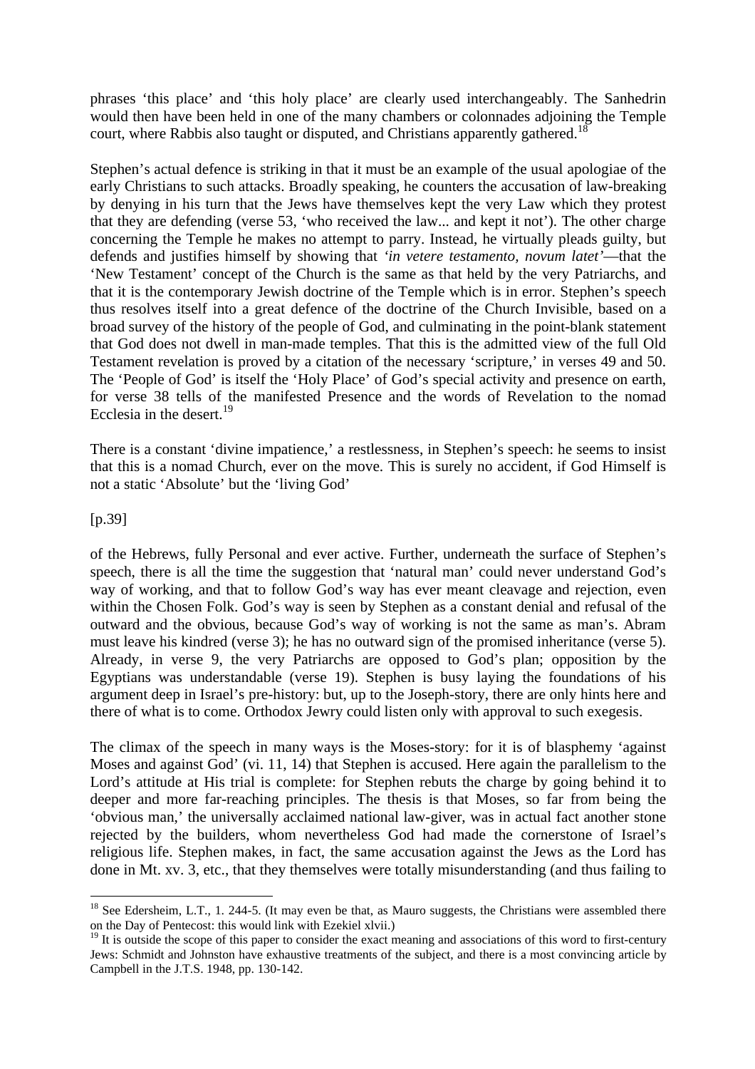phrases 'this place' and 'this holy place' are clearly used interchangeably. The Sanhedrin would then have been held in one of the many chambers or colonnades adjoining the Temple court, where Rabbis also taught or disputed, and Christians apparently gathered.[18]

Stephen's actual defence is striking in that it must be an example of the usual apologiae of the early Christians to such attacks. Broadly speaking, he counters the accusation of law-breaking by denying in his turn that the Jews have themselves kept the very Law which they protest that they are defending (verse 53, 'who received the law... and kept it not'). The other charge concerning the Temple he makes no attempt to parry. Instead, he virtually pleads guilty, but defends and justifies himself by showing that *'in vetere testamento, novum latet'*—that the 'New Testament' concept of the Church is the same as that held by the very Patriarchs, and that it is the contemporary Jewish doctrine of the Temple which is in error. Stephen's speech thus resolves itself into a great defence of the doctrine of the Church Invisible, based on a broad survey of the history of the people of God, and culminating in the point-blank statement that God does not dwell in man-made temples. That this is the admitted view of the full Old Testament revelation is proved by a citation of the necessary 'scripture,' in verses 49 and 50. The 'People of God' is itself the 'Holy Place' of God's special activity and presence on earth, for verse 38 tells of the manifested Presence and the words of Revelation to the nomad Ecclesia in the desert.[19]

There is a constant 'divine impatience,' a restlessness, in Stephen's speech: he seems to insist that this is a nomad Church, ever on the move. This is surely no accident, if God Himself is not a static 'Absolute' but the 'living God'

[p.39]

of the Hebrews, fully Personal and ever active. Further, underneath the surface of Stephen's speech, there is all the time the suggestion that 'natural man' could never understand God's way of working, and that to follow God's way has ever meant cleavage and rejection, even within the Chosen Folk. God's way is seen by Stephen as a constant denial and refusal of the outward and the obvious, because God's way of working is not the same as man's. Abram must leave his kindred (verse 3); he has no outward sign of the promised inheritance (verse 5). Already, in verse 9, the very Patriarchs are opposed to God's plan; opposition by the Egyptians was understandable (verse 19). Stephen is busy laying the foundations of his argument deep in Israel's pre-history: but, up to the Joseph-story, there are only hints here and there of what is to come. Orthodox Jewry could listen only with approval to such exegesis.

The climax of the speech in many ways is the Moses-story: for it is of blasphemy 'against Moses and against God' (vi. 11, 14) that Stephen is accused. Here again the parallelism to the Lord's attitude at His trial is complete: for Stephen rebuts the charge by going behind it to deeper and more far-reaching principles. The thesis is that Moses, so far from being the 'obvious man,' the universally acclaimed national law-giver, was in actual fact another stone rejected by the builders, whom nevertheless God had made the cornerstone of Israel's religious life. Stephen makes, in fact, the same accusation against the Jews as the Lord has done in Mt. xv. 3, etc., that they themselves were totally misunderstanding (and thus failing to

---

[18] See Edersheim, L.T., 1. 244-5. (It may even be that, as Mauro suggests, the Christians were assembled there on the Day of Pentecost: this would link with Ezekiel xlvii.)

[19] It is outside the scope of this paper to consider the exact meaning and associations of this word to first-century Jews: Schmidt and Johnston have exhaustive treatments of the subject, and there is a most convincing article by Campbell in the J.T.S. 1948, pp. 130-142.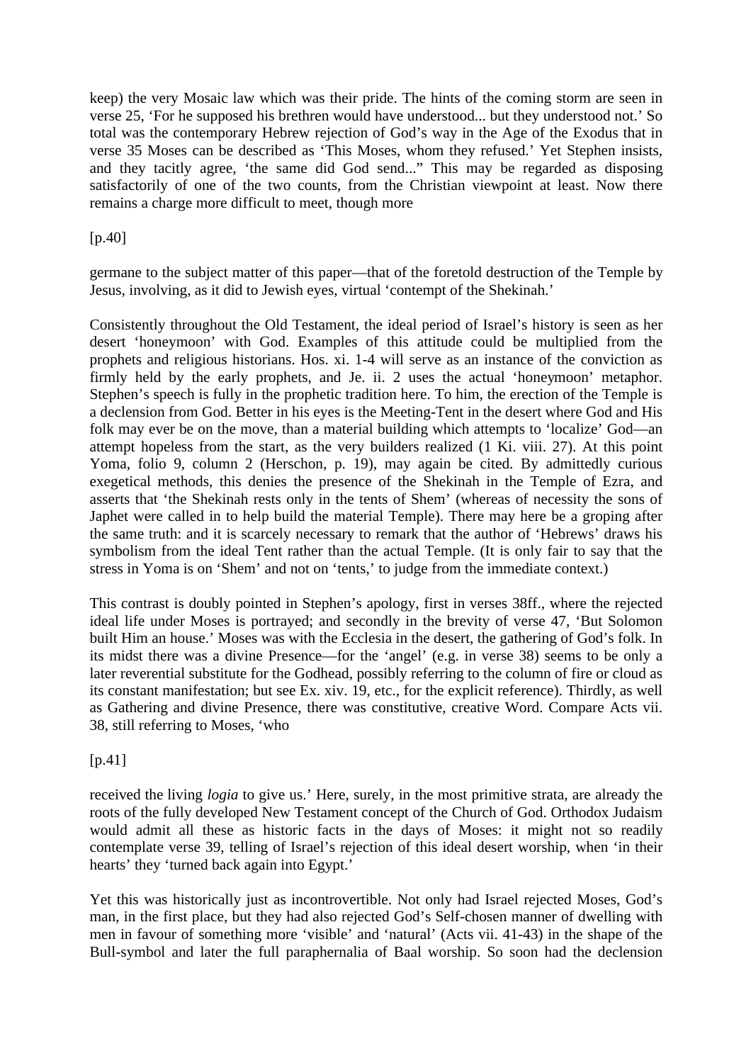keep) the very Mosaic law which was their pride. The hints of the coming storm are seen in verse 25, 'For he supposed his brethren would have understood... but they understood not.' So total was the contemporary Hebrew rejection of God's way in the Age of the Exodus that in verse 35 Moses can be described as 'This Moses, whom they refused.' Yet Stephen insists, and they tacitly agree, 'the same did God send..." This may be regarded as disposing satisfactorily of one of the two counts, from the Christian viewpoint at least. Now there remains a charge more difficult to meet, though more

[p.40]

germane to the subject matter of this paper—that of the foretold destruction of the Temple by Jesus, involving, as it did to Jewish eyes, virtual 'contempt of the Shekinah.'

Consistently throughout the Old Testament, the ideal period of Israel's history is seen as her desert 'honeymoon' with God. Examples of this attitude could be multiplied from the prophets and religious historians. Hos. xi. 1-4 will serve as an instance of the conviction as firmly held by the early prophets, and Je. ii. 2 uses the actual 'honeymoon' metaphor. Stephen's speech is fully in the prophetic tradition here. To him, the erection of the Temple is a declension from God. Better in his eyes is the Meeting-Tent in the desert where God and His folk may ever be on the move, than a material building which attempts to 'localize' God—an attempt hopeless from the start, as the very builders realized (1 Ki. viii. 27). At this point Yoma, folio 9, column 2 (Herschon, p. 19), may again be cited. By admittedly curious exegetical methods, this denies the presence of the Shekinah in the Temple of Ezra, and asserts that 'the Shekinah rests only in the tents of Shem' (whereas of necessity the sons of Japhet were called in to help build the material Temple). There may here be a groping after the same truth: and it is scarcely necessary to remark that the author of 'Hebrews' draws his symbolism from the ideal Tent rather than the actual Temple. (It is only fair to say that the stress in Yoma is on 'Shem' and not on 'tents,' to judge from the immediate context.)

This contrast is doubly pointed in Stephen's apology, first in verses 38ff., where the rejected ideal life under Moses is portrayed; and secondly in the brevity of verse 47, 'But Solomon built Him an house.' Moses was with the Ecclesia in the desert, the gathering of God's folk. In its midst there was a divine Presence—for the 'angel' (e.g. in verse 38) seems to be only a later reverential substitute for the Godhead, possibly referring to the column of fire or cloud as its constant manifestation; but see Ex. xiv. 19, etc., for the explicit reference). Thirdly, as well as Gathering and divine Presence, there was constitutive, creative Word. Compare Acts vii. 38, still referring to Moses, 'who

[p.41]

received the living *logia* to give us.' Here, surely, in the most primitive strata, are already the roots of the fully developed New Testament concept of the Church of God. Orthodox Judaism would admit all these as historic facts in the days of Moses: it might not so readily contemplate verse 39, telling of Israel's rejection of this ideal desert worship, when 'in their hearts' they 'turned back again into Egypt.'

Yet this was historically just as incontrovertible. Not only had Israel rejected Moses, God's man, in the first place, but they had also rejected God's Self-chosen manner of dwelling with men in favour of something more 'visible' and 'natural' (Acts vii. 41-43) in the shape of the Bull-symbol and later the full paraphernalia of Baal worship. So soon had the declension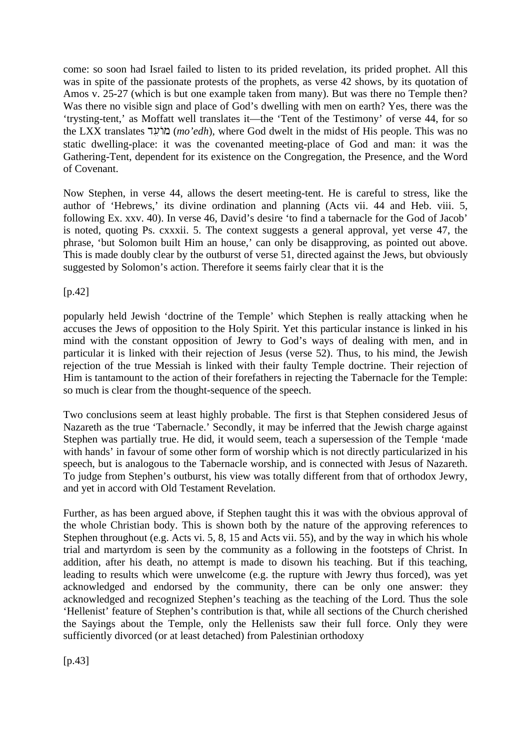come: so soon had Israel failed to listen to its prided revelation, its prided prophet. All this was in spite of the passionate protests of the prophets, as verse 42 shows, by its quotation of Amos v. 25-27 (which is but one example taken from many). But was there no Temple then? Was there no visible sign and place of God's dwelling with men on earth? Yes, there was the 'trysting-tent,' as Moffatt well translates it—the 'Tent of the Testimony' of verse 44, for so the LXX translates מוֹעֵד (*mo'edh*), where God dwelt in the midst of His people. This was no static dwelling-place: it was the covenanted meeting-place of God and man: it was the Gathering-Tent, dependent for its existence on the Congregation, the Presence, and the Word of Covenant.

Now Stephen, in verse 44, allows the desert meeting-tent. He is careful to stress, like the author of 'Hebrews,' its divine ordination and planning (Acts vii. 44 and Heb. viii. 5, following Ex. xxv. 40). In verse 46, David's desire 'to find a tabernacle for the God of Jacob' is noted, quoting Ps. cxxxii. 5. The context suggests a general approval, yet verse 47, the phrase, 'but Solomon built Him an house,' can only be disapproving, as pointed out above. This is made doubly clear by the outburst of verse 51, directed against the Jews, but obviously suggested by Solomon's action. Therefore it seems fairly clear that it is the

[p.42]

popularly held Jewish 'doctrine of the Temple' which Stephen is really attacking when he accuses the Jews of opposition to the Holy Spirit. Yet this particular instance is linked in his mind with the constant opposition of Jewry to God's ways of dealing with men, and in particular it is linked with their rejection of Jesus (verse 52). Thus, to his mind, the Jewish rejection of the true Messiah is linked with their faulty Temple doctrine. Their rejection of Him is tantamount to the action of their forefathers in rejecting the Tabernacle for the Temple: so much is clear from the thought-sequence of the speech.

Two conclusions seem at least highly probable. The first is that Stephen considered Jesus of Nazareth as the true 'Tabernacle.' Secondly, it may be inferred that the Jewish charge against Stephen was partially true. He did, it would seem, teach a supersession of the Temple 'made with hands' in favour of some other form of worship which is not directly particularized in his speech, but is analogous to the Tabernacle worship, and is connected with Jesus of Nazareth. To judge from Stephen's outburst, his view was totally different from that of orthodox Jewry, and yet in accord with Old Testament Revelation.

Further, as has been argued above, if Stephen taught this it was with the obvious approval of the whole Christian body. This is shown both by the nature of the approving references to Stephen throughout (e.g. Acts vi. 5, 8, 15 and Acts vii. 55), and by the way in which his whole trial and martyrdom is seen by the community as a following in the footsteps of Christ. In addition, after his death, no attempt is made to disown his teaching. But if this teaching, leading to results which were unwelcome (e.g. the rupture with Jewry thus forced), was yet acknowledged and endorsed by the community, there can be only one answer: they acknowledged and recognized Stephen's teaching as the teaching of the Lord. Thus the sole 'Hellenist' feature of Stephen's contribution is that, while all sections of the Church cherished the Sayings about the Temple, only the Hellenists saw their full force. Only they were sufficiently divorced (or at least detached) from Palestinian orthodoxy

[p.43]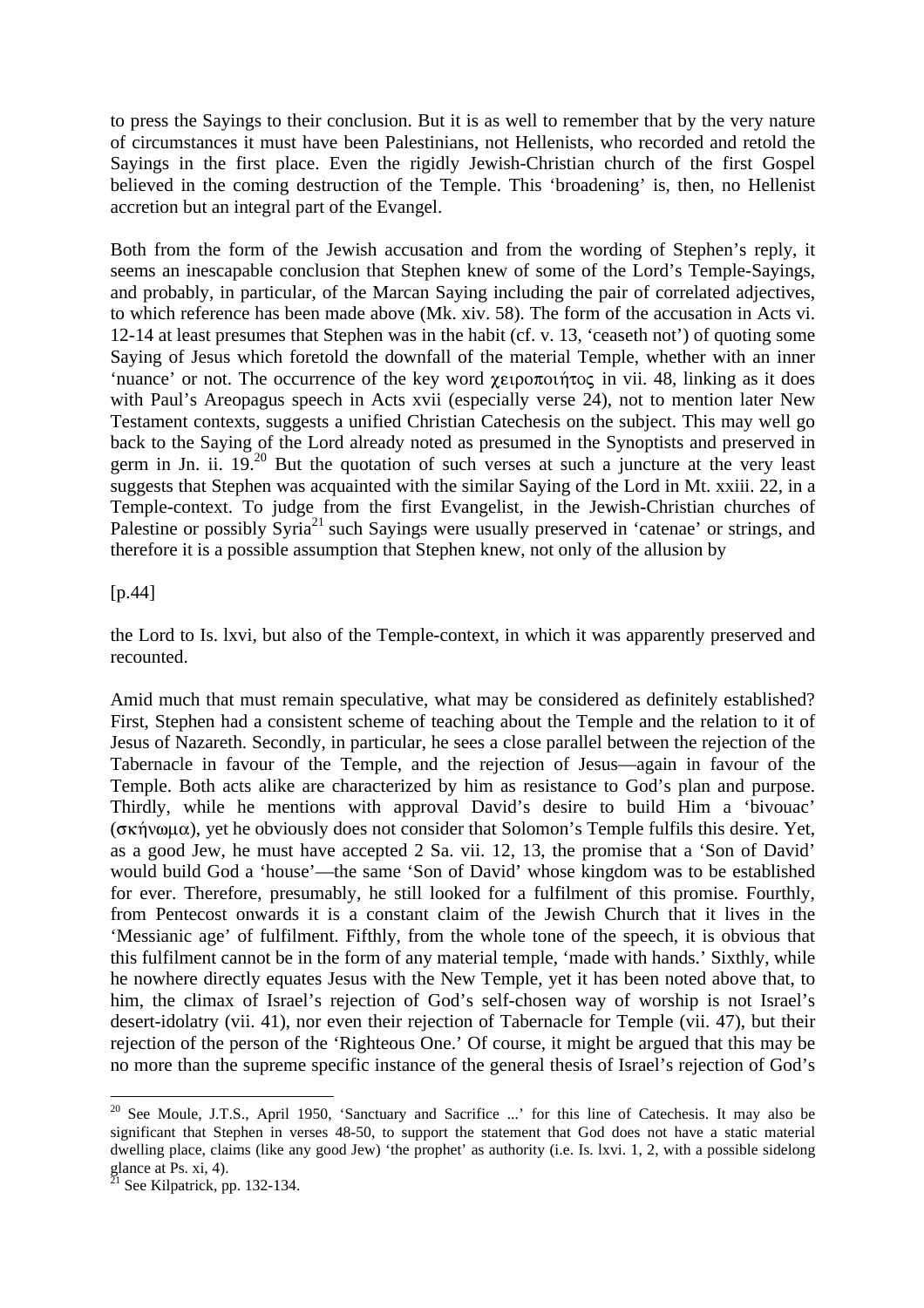to press the Sayings to their conclusion. But it is as well to remember that by the very nature of circumstances it must have been Palestinians, not Hellenists, who recorded and retold the Sayings in the first place. Even the rigidly Jewish-Christian church of the first Gospel believed in the coming destruction of the Temple. This 'broadening' is, then, no Hellenist accretion but an integral part of the Evangel.

Both from the form of the Jewish accusation and from the wording of Stephen's reply, it seems an inescapable conclusion that Stephen knew of some of the Lord's Temple-Sayings, and probably, in particular, of the Marcan Saying including the pair of correlated adjectives, to which reference has been made above (Mk. xiv. 58). The form of the accusation in Acts vi. 12-14 at least presumes that Stephen was in the habit (cf. v. 13, 'ceaseth not') of quoting some Saying of Jesus which foretold the downfall of the material Temple, whether with an inner 'nuance' or not. The occurrence of the key word χειροποιήτος in vii. 48, linking as it does with Paul's Areopagus speech in Acts xvii (especially verse 24), not to mention later New Testament contexts, suggests a unified Christian Catechesis on the subject. This may well go back to the Saying of the Lord already noted as presumed in the Synoptists and preserved in germ in Jn. ii. 19.[20] But the quotation of such verses at such a juncture at the very least suggests that Stephen was acquainted with the similar Saying of the Lord in Mt. xxiii. 22, in a Temple-context. To judge from the first Evangelist, in the Jewish-Christian churches of Palestine or possibly Syria[21] such Sayings were usually preserved in 'catenae' or strings, and therefore it is a possible assumption that Stephen knew, not only of the allusion by

[p.44]

the Lord to Is. lxvi, but also of the Temple-context, in which it was apparently preserved and recounted.

Amid much that must remain speculative, what may be considered as definitely established? First, Stephen had a consistent scheme of teaching about the Temple and the relation to it of Jesus of Nazareth. Secondly, in particular, he sees a close parallel between the rejection of the Tabernacle in favour of the Temple, and the rejection of Jesus—again in favour of the Temple. Both acts alike are characterized by him as resistance to God's plan and purpose. Thirdly, while he mentions with approval David's desire to build Him a 'bivouac' (σκήνωμα), yet he obviously does not consider that Solomon's Temple fulfils this desire. Yet, as a good Jew, he must have accepted 2 Sa. vii. 12, 13, the promise that a 'Son of David' would build God a 'house'—the same 'Son of David' whose kingdom was to be established for ever. Therefore, presumably, he still looked for a fulfilment of this promise. Fourthly, from Pentecost onwards it is a constant claim of the Jewish Church that it lives in the 'Messianic age' of fulfilment. Fifthly, from the whole tone of the speech, it is obvious that this fulfilment cannot be in the form of any material temple, 'made with hands.' Sixthly, while he nowhere directly equates Jesus with the New Temple, yet it has been noted above that, to him, the climax of Israel's rejection of God's self-chosen way of worship is not Israel's desert-idolatry (vii. 41), nor even their rejection of Tabernacle for Temple (vii. 47), but their rejection of the person of the 'Righteous One.' Of course, it might be argued that this may be no more than the supreme specific instance of the general thesis of Israel's rejection of God's

---

[20] See Moule, J.T.S., April 1950, 'Sanctuary and Sacrifice ...' for this line of Catechesis. It may also be significant that Stephen in verses 48-50, to support the statement that God does not have a static material dwelling place, claims (like any good Jew) 'the prophet' as authority (i.e. Is. lxvi. 1, 2, with a possible sidelong glance at Ps. xi, 4).

[21] See Kilpatrick, pp. 132-134.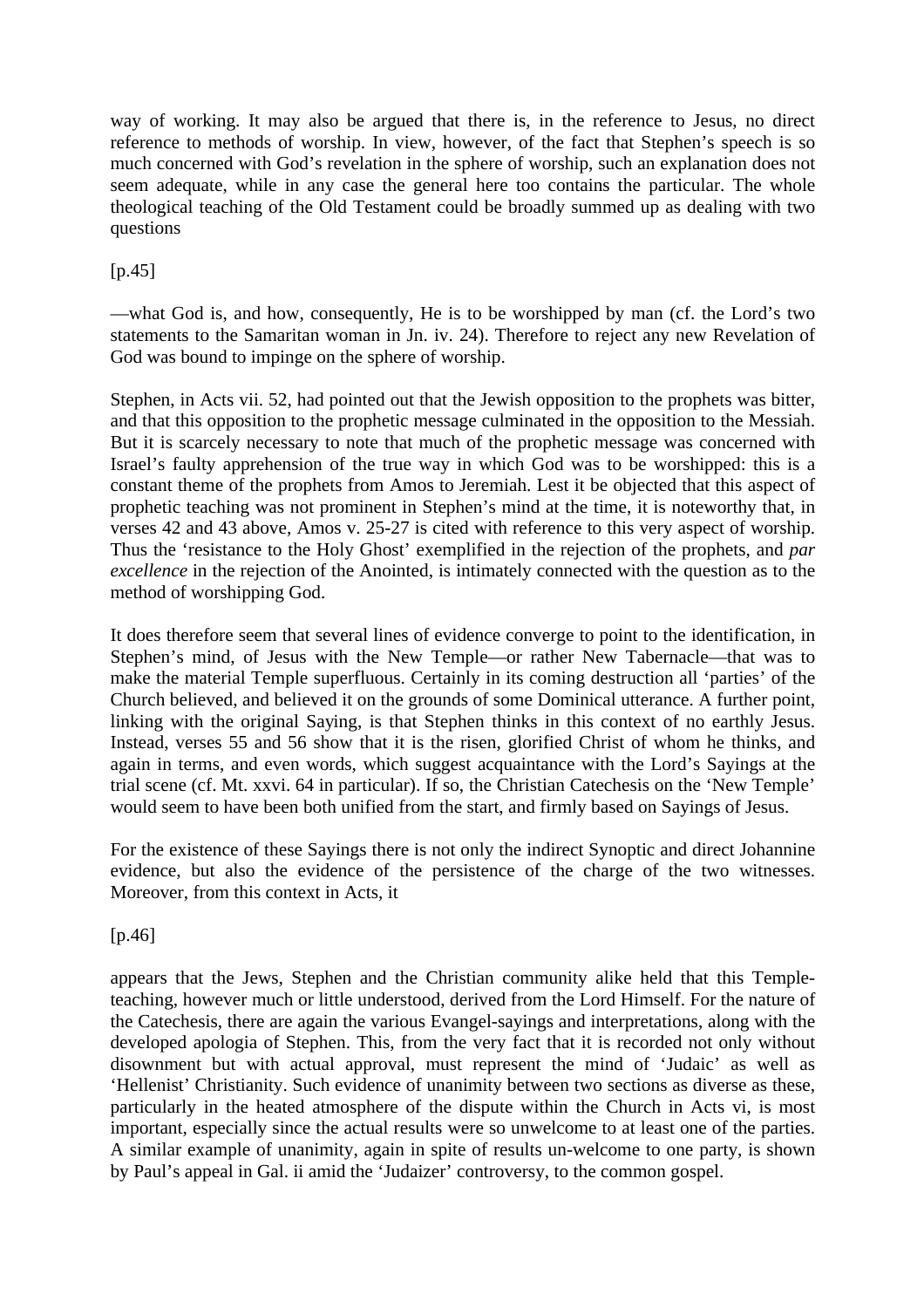way of working. It may also be argued that there is, in the reference to Jesus, no direct reference to methods of worship. In view, however, of the fact that Stephen's speech is so much concerned with God's revelation in the sphere of worship, such an explanation does not seem adequate, while in any case the general here too contains the particular. The whole theological teaching of the Old Testament could be broadly summed up as dealing with two questions

[p.45]

—what God is, and how, consequently, He is to be worshipped by man (cf. the Lord's two statements to the Samaritan woman in Jn. iv. 24). Therefore to reject any new Revelation of God was bound to impinge on the sphere of worship.

Stephen, in Acts vii. 52, had pointed out that the Jewish opposition to the prophets was bitter, and that this opposition to the prophetic message culminated in the opposition to the Messiah. But it is scarcely necessary to note that much of the prophetic message was concerned with Israel's faulty apprehension of the true way in which God was to be worshipped: this is a constant theme of the prophets from Amos to Jeremiah. Lest it be objected that this aspect of prophetic teaching was not prominent in Stephen's mind at the time, it is noteworthy that, in verses 42 and 43 above, Amos v. 25-27 is cited with reference to this very aspect of worship. Thus the 'resistance to the Holy Ghost' exemplified in the rejection of the prophets, and *par excellence* in the rejection of the Anointed, is intimately connected with the question as to the method of worshipping God.

It does therefore seem that several lines of evidence converge to point to the identification, in Stephen's mind, of Jesus with the New Temple—or rather New Tabernacle—that was to make the material Temple superfluous. Certainly in its coming destruction all 'parties' of the Church believed, and believed it on the grounds of some Dominical utterance. A further point, linking with the original Saying, is that Stephen thinks in this context of no earthly Jesus. Instead, verses 55 and 56 show that it is the risen, glorified Christ of whom he thinks, and again in terms, and even words, which suggest acquaintance with the Lord's Sayings at the trial scene (cf. Mt. xxvi. 64 in particular). If so, the Christian Catechesis on the 'New Temple' would seem to have been both unified from the start, and firmly based on Sayings of Jesus.

For the existence of these Sayings there is not only the indirect Synoptic and direct Johannine evidence, but also the evidence of the persistence of the charge of the two witnesses. Moreover, from this context in Acts, it

[p.46]

appears that the Jews, Stephen and the Christian community alike held that this Temple-teaching, however much or little understood, derived from the Lord Himself. For the nature of the Catechesis, there are again the various Evangel-sayings and interpretations, along with the developed apologia of Stephen. This, from the very fact that it is recorded not only without disownment but with actual approval, must represent the mind of 'Judaic' as well as 'Hellenist' Christianity. Such evidence of unanimity between two sections as diverse as these, particularly in the heated atmosphere of the dispute within the Church in Acts vi, is most important, especially since the actual results were so unwelcome to at least one of the parties. A similar example of unanimity, again in spite of results un-welcome to one party, is shown by Paul's appeal in Gal. ii amid the 'Judaizer' controversy, to the common gospel.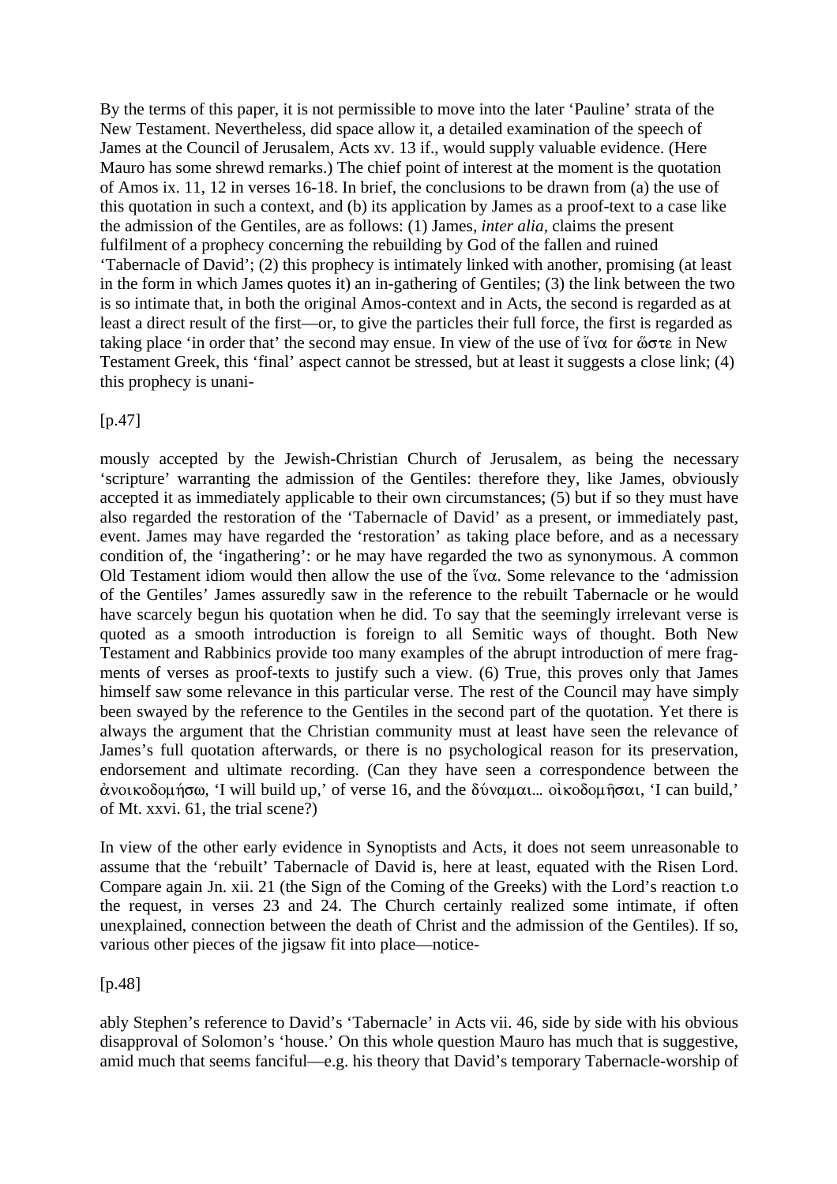By the terms of this paper, it is not permissible to move into the later 'Pauline' strata of the New Testament. Nevertheless, did space allow it, a detailed examination of the speech of James at the Council of Jerusalem, Acts xv. 13 if., would supply valuable evidence. (Here Mauro has some shrewd remarks.) The chief point of interest at the moment is the quotation of Amos ix. 11, 12 in verses 16-18. In brief, the conclusions to be drawn from (a) the use of this quotation in such a context, and (b) its application by James as a proof-text to a case like the admission of the Gentiles, are as follows: (1) James, *inter alia*, claims the present fulfilment of a prophecy concerning the rebuilding by God of the fallen and ruined 'Tabernacle of David'; (2) this prophecy is intimately linked with another, promising (at least in the form in which James quotes it) an in-gathering of Gentiles; (3) the link between the two is so intimate that, in both the original Amos-context and in Acts, the second is regarded as at least a direct result of the first—or, to give the particles their full force, the first is regarded as taking place 'in order that' the second may ensue. In view of the use of ἵνα for ὥστε in New Testament Greek, this 'final' aspect cannot be stressed, but at least it suggests a close link; (4) this prophecy is unani-

[p.47]

mously accepted by the Jewish-Christian Church of Jerusalem, as being the necessary 'scripture' warranting the admission of the Gentiles: therefore they, like James, obviously accepted it as immediately applicable to their own circumstances; (5) but if so they must have also regarded the restoration of the 'Tabernacle of David' as a present, or immediately past, event. James may have regarded the 'restoration' as taking place before, and as a necessary condition of, the 'ingathering': or he may have regarded the two as synonymous. A common Old Testament idiom would then allow the use of the ἵνα. Some relevance to the 'admission of the Gentiles' James assuredly saw in the reference to the rebuilt Tabernacle or he would have scarcely begun his quotation when he did. To say that the seemingly irrelevant verse is quoted as a smooth introduction is foreign to all Semitic ways of thought. Both New Testament and Rabbinics provide too many examples of the abrupt introduction of mere fragments of verses as proof-texts to justify such a view. (6) True, this proves only that James himself saw some relevance in this particular verse. The rest of the Council may have simply been swayed by the reference to the Gentiles in the second part of the quotation. Yet there is always the argument that the Christian community must at least have seen the relevance of James's full quotation afterwards, or there is no psychological reason for its preservation, endorsement and ultimate recording. (Can they have seen a correspondence between the ἀνοικοδομήσω, 'I will build up,' of verse 16, and the δύναμαι... οἰκοδομῆσαι, 'I can build,' of Mt. xxvi. 61, the trial scene?)

In view of the other early evidence in Synoptists and Acts, it does not seem unreasonable to assume that the 'rebuilt' Tabernacle of David is, here at least, equated with the Risen Lord. Compare again Jn. xii. 21 (the Sign of the Coming of the Greeks) with the Lord's reaction t.o the request, in verses 23 and 24. The Church certainly realized some intimate, if often unexplained, connection between the death of Christ and the admission of the Gentiles). If so, various other pieces of the jigsaw fit into place—notice-

[p.48]

ably Stephen's reference to David's 'Tabernacle' in Acts vii. 46, side by side with his obvious disapproval of Solomon's 'house.' On this whole question Mauro has much that is suggestive, amid much that seems fanciful—e.g. his theory that David's temporary Tabernacle-worship of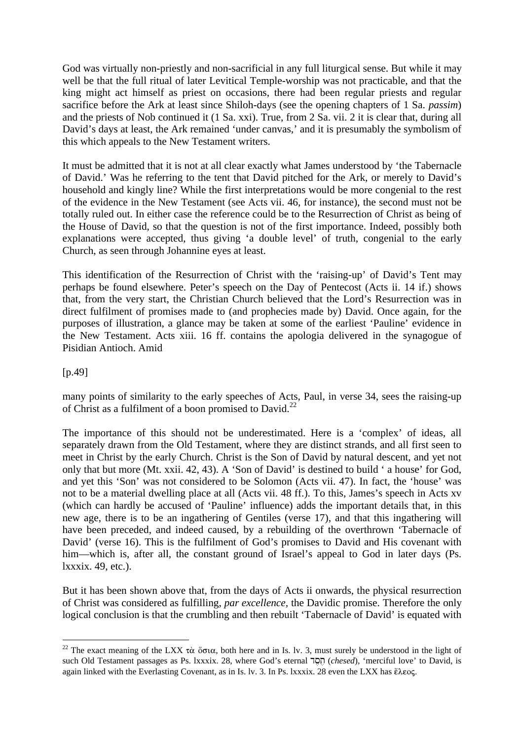God was virtually non-priestly and non-sacrificial in any full liturgical sense. But while it may well be that the full ritual of later Levitical Temple-worship was not practicable, and that the king might act himself as priest on occasions, there had been regular priests and regular sacrifice before the Ark at least since Shiloh-days (see the opening chapters of 1 Sa. *passim*) and the priests of Nob continued it (1 Sa. xxi). True, from 2 Sa. vii. 2 it is clear that, during all David's days at least, the Ark remained 'under canvas,' and it is presumably the symbolism of this which appeals to the New Testament writers.

It must be admitted that it is not at all clear exactly what James understood by 'the Tabernacle of David.' Was he referring to the tent that David pitched for the Ark, or merely to David's household and kingly line? While the first interpretations would be more congenial to the rest of the evidence in the New Testament (see Acts vii. 46, for instance), the second must not be totally ruled out. In either case the reference could be to the Resurrection of Christ as being of the House of David, so that the question is not of the first importance. Indeed, possibly both explanations were accepted, thus giving 'a double level' of truth, congenial to the early Church, as seen through Johannine eyes at least.

This identification of the Resurrection of Christ with the 'raising-up' of David's Tent may perhaps be found elsewhere. Peter's speech on the Day of Pentecost (Acts ii. 14 if.) shows that, from the very start, the Christian Church believed that the Lord's Resurrection was in direct fulfilment of promises made to (and prophecies made by) David. Once again, for the purposes of illustration, a glance may be taken at some of the earliest 'Pauline' evidence in the New Testament. Acts xiii. 16 ff. contains the apologia delivered in the synagogue of Pisidian Antioch. Amid

[p.49]

many points of similarity to the early speeches of Acts, Paul, in verse 34, sees the raising-up of Christ as a fulfilment of a boon promised to David.[22]

The importance of this should not be underestimated. Here is a 'complex' of ideas, all separately drawn from the Old Testament, where they are distinct strands, and all first seen to meet in Christ by the early Church. Christ is the Son of David by natural descent, and yet not only that but more (Mt. xxii. 42, 43). A 'Son of David' is destined to build ' a house' for God, and yet this 'Son' was not considered to be Solomon (Acts vii. 47). In fact, the 'house' was not to be a material dwelling place at all (Acts vii. 48 ff.). To this, James's speech in Acts xv (which can hardly be accused of 'Pauline' influence) adds the important details that, in this new age, there is to be an ingathering of Gentiles (verse 17), and that this ingathering will have been preceded, and indeed caused, by a rebuilding of the overthrown 'Tabernacle of David' (verse 16). This is the fulfilment of God's promises to David and His covenant with him—which is, after all, the constant ground of Israel's appeal to God in later days (Ps. lxxxix. 49, etc.).

But it has been shown above that, from the days of Acts ii onwards, the physical resurrection of Christ was considered as fulfilling, *par excellence*, the Davidic promise. Therefore the only logical conclusion is that the crumbling and then rebuilt 'Tabernacle of David' is equated with

---

[22] The exact meaning of the LXX τὰ ὅσια, both here and in Is. lv. 3, must surely be understood in the light of such Old Testament passages as Ps. lxxxix. 28, where God's eternal חֶסֶד (*chesed*), 'merciful love' to David, is again linked with the Everlasting Covenant, as in Is. lv. 3. In Ps. lxxxix. 28 even the LXX has ἔλεος.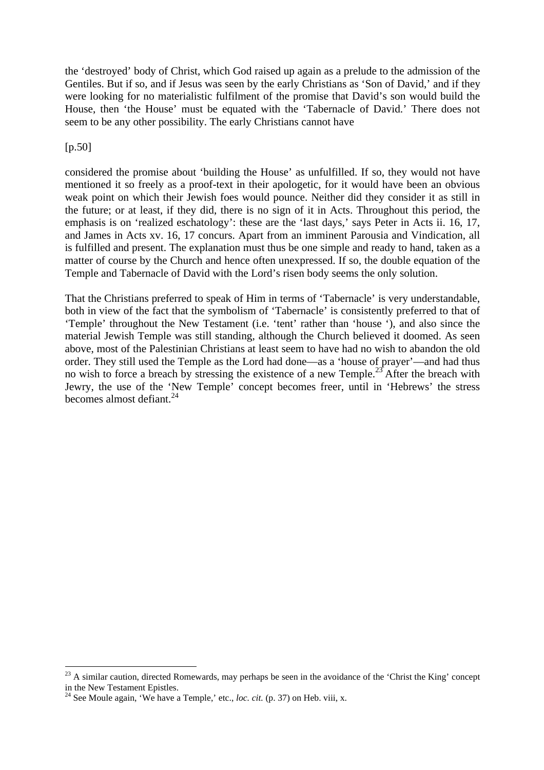the 'destroyed' body of Christ, which God raised up again as a prelude to the admission of the Gentiles. But if so, and if Jesus was seen by the early Christians as 'Son of David,' and if they were looking for no materialistic fulfilment of the promise that David's son would build the House, then 'the House' must be equated with the 'Tabernacle of David.' There does not seem to be any other possibility. The early Christians cannot have

[p.50]

considered the promise about 'building the House' as unfulfilled. If so, they would not have mentioned it so freely as a proof-text in their apologetic, for it would have been an obvious weak point on which their Jewish foes would pounce. Neither did they consider it as still in the future; or at least, if they did, there is no sign of it in Acts. Throughout this period, the emphasis is on 'realized eschatology': these are the 'last days,' says Peter in Acts ii. 16, 17, and James in Acts xv. 16, 17 concurs. Apart from an imminent Parousia and Vindication, all is fulfilled and present. The explanation must thus be one simple and ready to hand, taken as a matter of course by the Church and hence often unexpressed. If so, the double equation of the Temple and Tabernacle of David with the Lord's risen body seems the only solution.

That the Christians preferred to speak of Him in terms of 'Tabernacle' is very understandable, both in view of the fact that the symbolism of 'Tabernacle' is consistently preferred to that of 'Temple' throughout the New Testament (i.e. 'tent' rather than 'house '), and also since the material Jewish Temple was still standing, although the Church believed it doomed. As seen above, most of the Palestinian Christians at least seem to have had no wish to abandon the old order. They still used the Temple as the Lord had done—as a 'house of prayer'—and had thus no wish to force a breach by stressing the existence of a new Temple.[23] After the breach with Jewry, the use of the 'New Temple' concept becomes freer, until in 'Hebrews' the stress becomes almost defiant.[24]

---

[23] A similar caution, directed Romewards, may perhaps be seen in the avoidance of the 'Christ the King' concept in the New Testament Epistles.

[24] See Moule again, 'We have a Temple,' etc., *loc. cit.* (p. 37) on Heb. viii, x.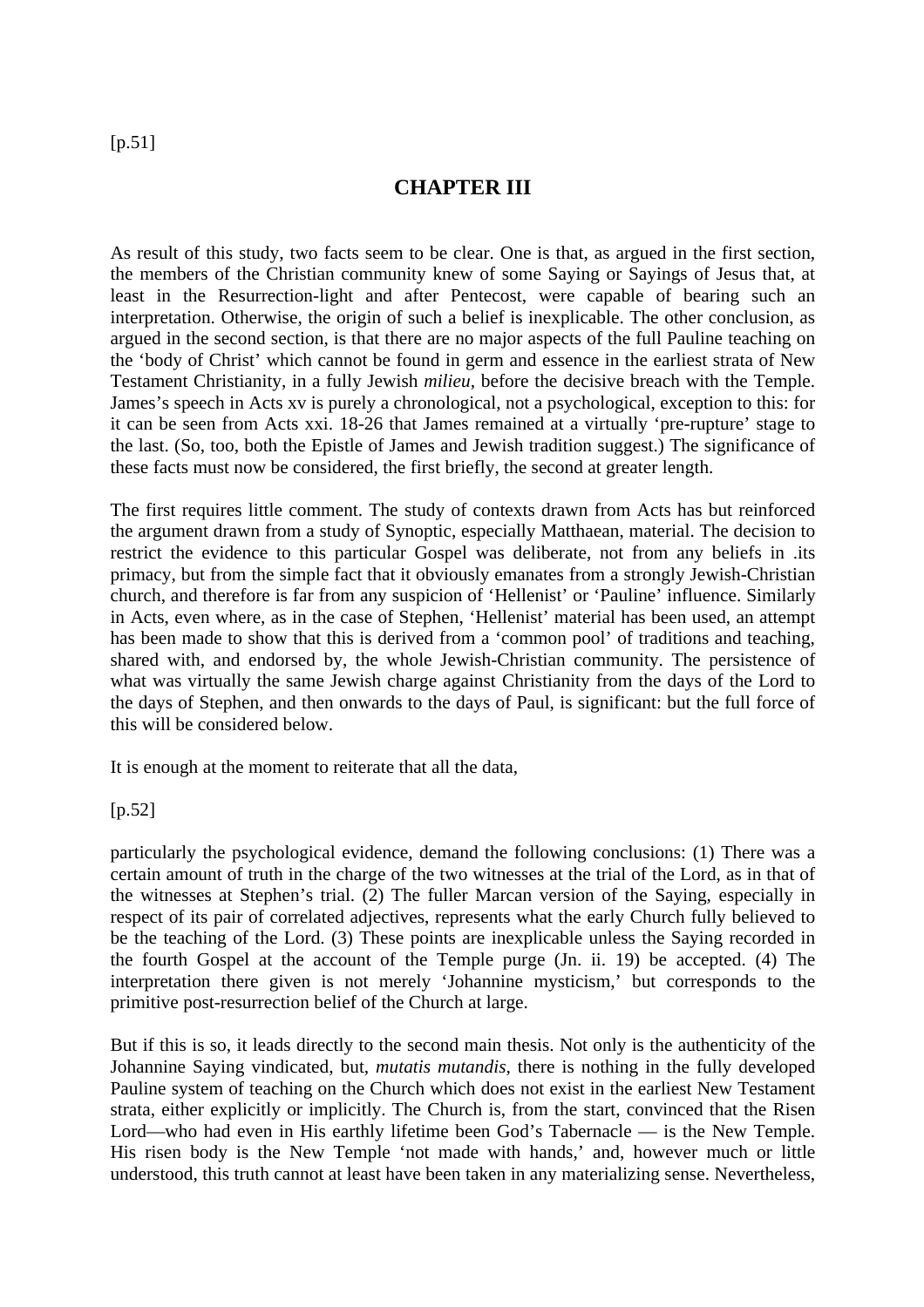[p.51]

## CHAPTER III

As result of this study, two facts seem to be clear. One is that, as argued in the first section, the members of the Christian community knew of some Saying or Sayings of Jesus that, at least in the Resurrection-light and after Pentecost, were capable of bearing such an interpretation. Otherwise, the origin of such a belief is inexplicable. The other conclusion, as argued in the second section, is that there are no major aspects of the full Pauline teaching on the 'body of Christ' which cannot be found in germ and essence in the earliest strata of New Testament Christianity, in a fully Jewish *milieu,* before the decisive breach with the Temple. James's speech in Acts xv is purely a chronological, not a psychological, exception to this: for it can be seen from Acts xxi. 18-26 that James remained at a virtually 'pre-rupture' stage to the last. (So, too, both the Epistle of James and Jewish tradition suggest.) The significance of these facts must now be considered, the first briefly, the second at greater length.

The first requires little comment. The study of contexts drawn from Acts has but reinforced the argument drawn from a study of Synoptic, especially Matthaean, material. The decision to restrict the evidence to this particular Gospel was deliberate, not from any beliefs in .its primacy, but from the simple fact that it obviously emanates from a strongly Jewish-Christian church, and therefore is far from any suspicion of 'Hellenist' or 'Pauline' influence. Similarly in Acts, even where, as in the case of Stephen, 'Hellenist' material has been used, an attempt has been made to show that this is derived from a 'common pool' of traditions and teaching, shared with, and endorsed by, the whole Jewish-Christian community. The persistence of what was virtually the same Jewish charge against Christianity from the days of the Lord to the days of Stephen, and then onwards to the days of Paul, is significant: but the full force of this will be considered below.

It is enough at the moment to reiterate that all the data,

[p.52]

particularly the psychological evidence, demand the following conclusions: (1) There was a certain amount of truth in the charge of the two witnesses at the trial of the Lord, as in that of the witnesses at Stephen's trial. (2) The fuller Marcan version of the Saying, especially in respect of its pair of correlated adjectives, represents what the early Church fully believed to be the teaching of the Lord. (3) These points are inexplicable unless the Saying recorded in the fourth Gospel at the account of the Temple purge (Jn. ii. 19) be accepted. (4) The interpretation there given is not merely 'Johannine mysticism,' but corresponds to the primitive post-resurrection belief of the Church at large.

But if this is so, it leads directly to the second main thesis. Not only is the authenticity of the Johannine Saying vindicated, but, *mutatis mutandis,* there is nothing in the fully developed Pauline system of teaching on the Church which does not exist in the earliest New Testament strata, either explicitly or implicitly. The Church is, from the start, convinced that the Risen Lord—who had even in His earthly lifetime been God's Tabernacle — is the New Temple. His risen body is the New Temple 'not made with hands,' and, however much or little understood, this truth cannot at least have been taken in any materializing sense. Nevertheless,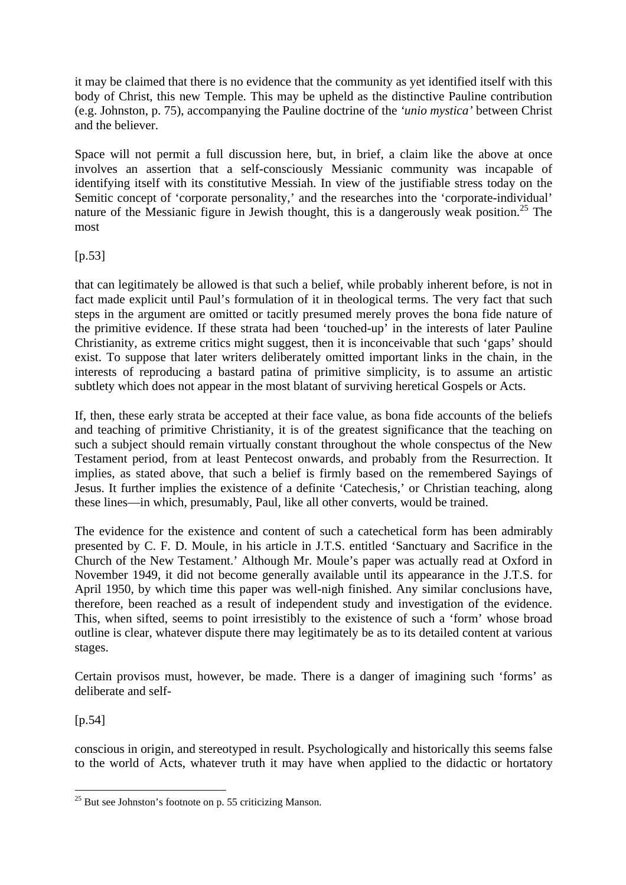it may be claimed that there is no evidence that the community as yet identified itself with this body of Christ, this new Temple. This may be upheld as the distinctive Pauline contribution (e.g. Johnston, p. 75), accompanying the Pauline doctrine of the *'unio mystica'* between Christ and the believer.

Space will not permit a full discussion here, but, in brief, a claim like the above at once involves an assertion that a self-consciously Messianic community was incapable of identifying itself with its constitutive Messiah. In view of the justifiable stress today on the Semitic concept of 'corporate personality,' and the researches into the 'corporate-individual' nature of the Messianic figure in Jewish thought, this is a dangerously weak position.[25] The most

[p.53]

that can legitimately be allowed is that such a belief, while probably inherent before, is not in fact made explicit until Paul's formulation of it in theological terms. The very fact that such steps in the argument are omitted or tacitly presumed merely proves the bona fide nature of the primitive evidence. If these strata had been 'touched-up' in the interests of later Pauline Christianity, as extreme critics might suggest, then it is inconceivable that such 'gaps' should exist. To suppose that later writers deliberately omitted important links in the chain, in the interests of reproducing a bastard patina of primitive simplicity, is to assume an artistic subtlety which does not appear in the most blatant of surviving heretical Gospels or Acts.

If, then, these early strata be accepted at their face value, as bona fide accounts of the beliefs and teaching of primitive Christianity, it is of the greatest significance that the teaching on such a subject should remain virtually constant throughout the whole conspectus of the New Testament period, from at least Pentecost onwards, and probably from the Resurrection. It implies, as stated above, that such a belief is firmly based on the remembered Sayings of Jesus. It further implies the existence of a definite 'Catechesis,' or Christian teaching, along these lines—in which, presumably, Paul, like all other converts, would be trained.

The evidence for the existence and content of such a catechetical form has been admirably presented by C. F. D. Moule, in his article in J.T.S. entitled 'Sanctuary and Sacrifice in the Church of the New Testament.' Although Mr. Moule's paper was actually read at Oxford in November 1949, it did not become generally available until its appearance in the J.T.S. for April 1950, by which time this paper was well-nigh finished. Any similar conclusions have, therefore, been reached as a result of independent study and investigation of the evidence. This, when sifted, seems to point irresistibly to the existence of such a 'form' whose broad outline is clear, whatever dispute there may legitimately be as to its detailed content at various stages.

Certain provisos must, however, be made. There is a danger of imagining such 'forms' as deliberate and self-

[p.54]

conscious in origin, and stereotyped in result. Psychologically and historically this seems false to the world of Acts, whatever truth it may have when applied to the didactic or hortatory

[25] But see Johnston's footnote on p. 55 criticizing Manson.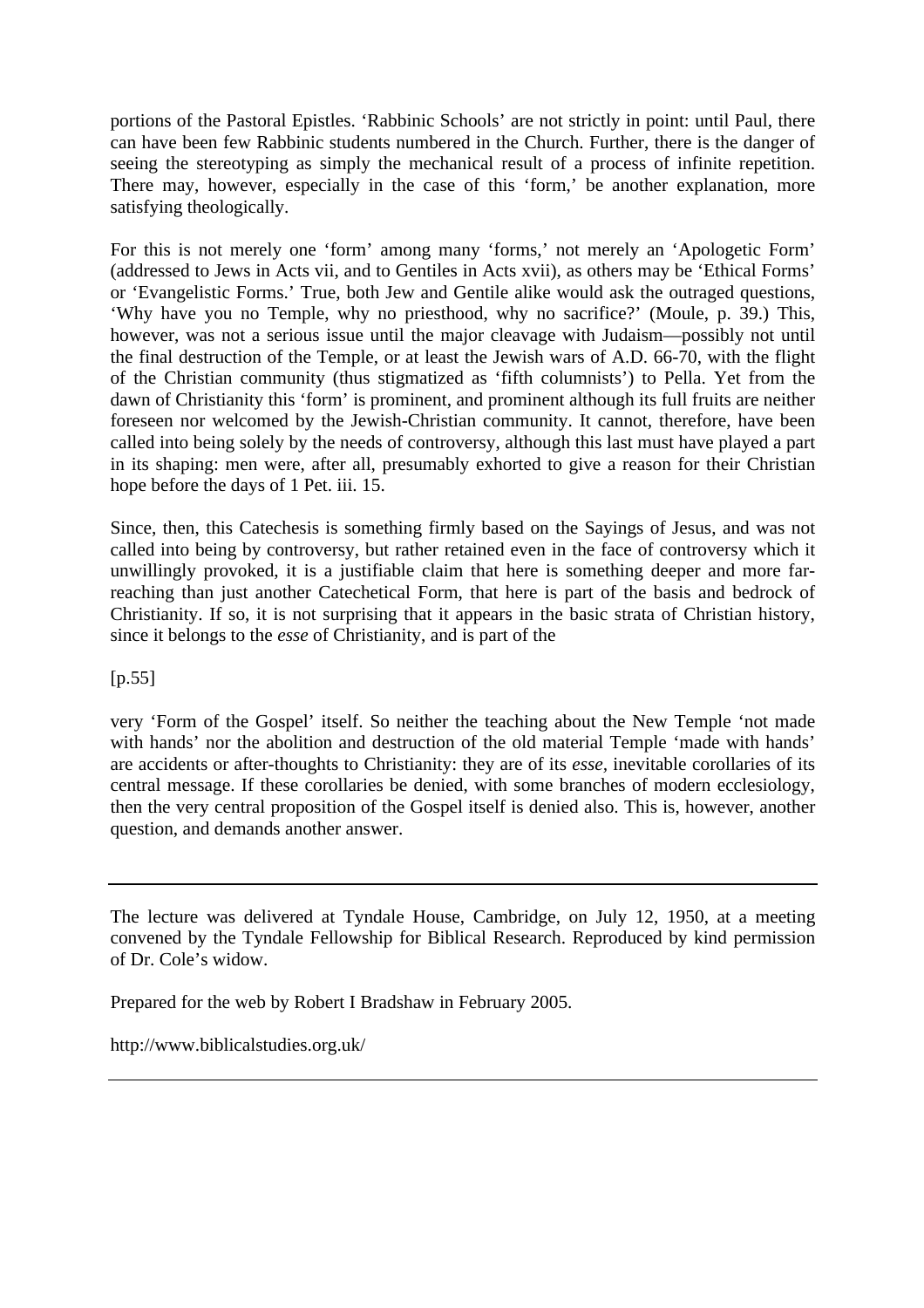portions of the Pastoral Epistles. 'Rabbinic Schools' are not strictly in point: until Paul, there can have been few Rabbinic students numbered in the Church. Further, there is the danger of seeing the stereotyping as simply the mechanical result of a process of infinite repetition. There may, however, especially in the case of this 'form,' be another explanation, more satisfying theologically.

For this is not merely one 'form' among many 'forms,' not merely an 'Apologetic Form' (addressed to Jews in Acts vii, and to Gentiles in Acts xvii), as others may be 'Ethical Forms' or 'Evangelistic Forms.' True, both Jew and Gentile alike would ask the outraged questions, 'Why have you no Temple, why no priesthood, why no sacrifice?' (Moule, p. 39.) This, however, was not a serious issue until the major cleavage with Judaism—possibly not until the final destruction of the Temple, or at least the Jewish wars of A.D. 66-70, with the flight of the Christian community (thus stigmatized as 'fifth columnists') to Pella. Yet from the dawn of Christianity this 'form' is prominent, and prominent although its full fruits are neither foreseen nor welcomed by the Jewish-Christian community. It cannot, therefore, have been called into being solely by the needs of controversy, although this last must have played a part in its shaping: men were, after all, presumably exhorted to give a reason for their Christian hope before the days of 1 Pet. iii. 15.

Since, then, this Catechesis is something firmly based on the Sayings of Jesus, and was not called into being by controversy, but rather retained even in the face of controversy which it unwillingly provoked, it is a justifiable claim that here is something deeper and more far-reaching than just another Catechetical Form, that here is part of the basis and bedrock of Christianity. If so, it is not surprising that it appears in the basic strata of Christian history, since it belongs to the *esse* of Christianity, and is part of the

[p.55]

very 'Form of the Gospel' itself. So neither the teaching about the New Temple 'not made with hands' nor the abolition and destruction of the old material Temple 'made with hands' are accidents or after-thoughts to Christianity: they are of its *esse*, inevitable corollaries of its central message. If these corollaries be denied, with some branches of modern ecclesiology, then the very central proposition of the Gospel itself is denied also. This is, however, another question, and demands another answer.

---

The lecture was delivered at Tyndale House, Cambridge, on July 12, 1950, at a meeting convened by the Tyndale Fellowship for Biblical Research. Reproduced by kind permission of Dr. Cole's widow.

Prepared for the web by Robert I Bradshaw in February 2005.

http://www.biblicalstudies.org.uk/

---